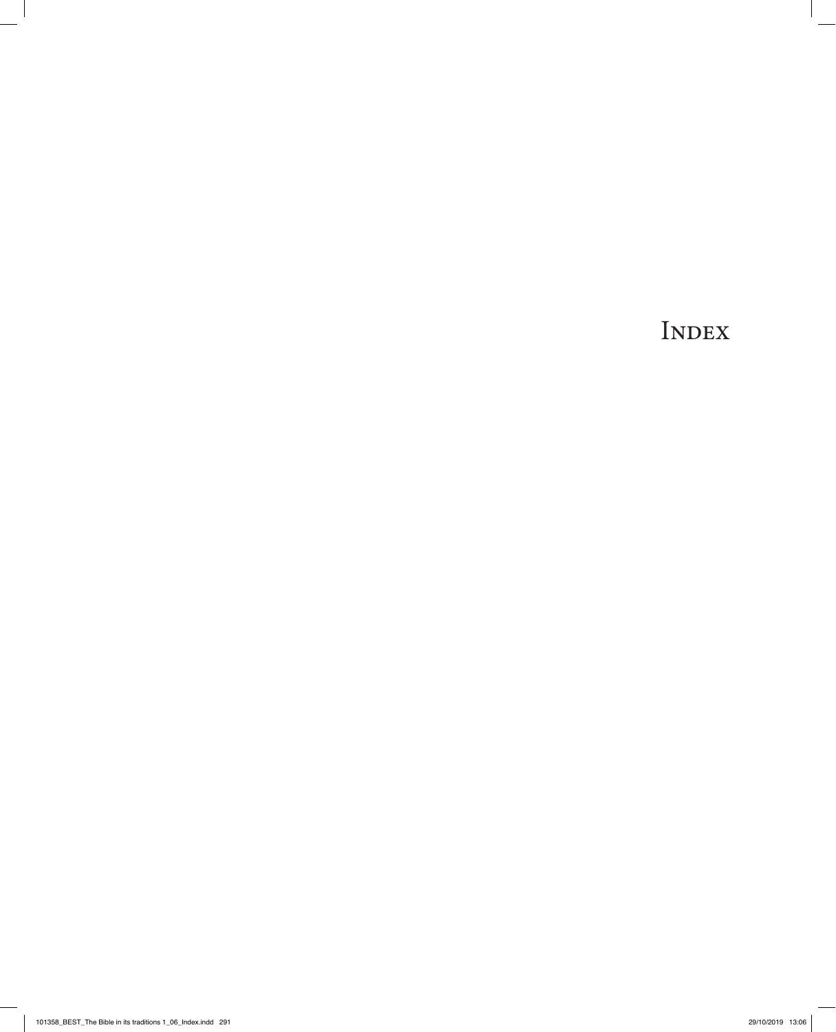# Index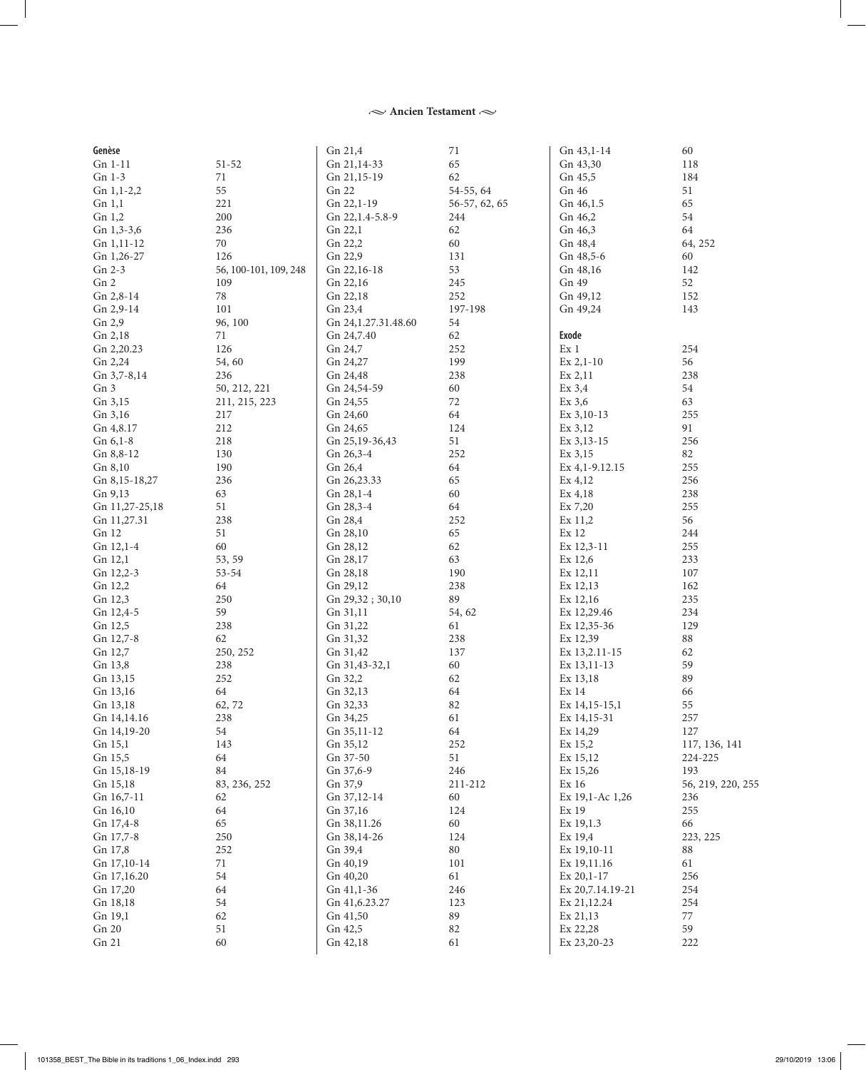## Ancien Testament

**Genèse**

| | |
|---|---|
| Gn 1-11 | 51-52 |
| Gn 1-3 | 71 |
| Gn 1,1-2,2 | 55 |
| Gn 1,1 | 221 |
| Gn 1,2 | 200 |
| Gn 1,3-3,6 | 236 |
| Gn 1,11-12 | 70 |
| Gn 1,26-27 | 126 |
| Gn 2-3 | 56, 100-101, 109, 248 |
| Gn 2 | 109 |
| Gn 2,8-14 | 78 |
| Gn 2,9-14 | 101 |
| Gn 2,9 | 96, 100 |
| Gn 2,18 | 71 |
| Gn 2,20.23 | 126 |
| Gn 2,24 | 54, 60 |
| Gn 3,7-8,14 | 236 |
| Gn 3 | 50, 212, 221 |
| Gn 3,15 | 211, 215, 223 |
| Gn 3,16 | 217 |
| Gn 4,8.17 | 212 |
| Gn 6,1-8 | 218 |
| Gn 8,8-12 | 130 |
| Gn 8,10 | 190 |
| Gn 8,15-18,27 | 236 |
| Gn 9,13 | 63 |
| Gn 11,27-25,18 | 51 |
| Gn 11,27.31 | 238 |
| Gn 12 | 51 |
| Gn 12,1-4 | 60 |
| Gn 12,1 | 53, 59 |
| Gn 12,2-3 | 53-54 |
| Gn 12,2 | 64 |
| Gn 12,3 | 250 |
| Gn 12,4-5 | 59 |
| Gn 12,5 | 238 |
| Gn 12,7-8 | 62 |
| Gn 12,7 | 250, 252 |
| Gn 13,8 | 238 |
| Gn 13,15 | 252 |
| Gn 13,16 | 64 |
| Gn 13,18 | 62, 72 |
| Gn 14,14.16 | 238 |
| Gn 14,19-20 | 54 |
| Gn 15,1 | 143 |
| Gn 15,5 | 64 |
| Gn 15,18-19 | 84 |
| Gn 15,18 | 83, 236, 252 |
| Gn 16,7-11 | 62 |
| Gn 16,10 | 64 |
| Gn 17,4-8 | 65 |
| Gn 17,7-8 | 250 |
| Gn 17,8 | 252 |
| Gn 17,10-14 | 71 |
| Gn 17,16.20 | 54 |
| Gn 17,20 | 64 |
| Gn 18,18 | 54 |
| Gn 19,1 | 62 |
| Gn 20 | 51 |
| Gn 21 | 60 |
| Gn 21,4 | 71 |
| Gn 21,14-33 | 65 |
| Gn 21,15-19 | 62 |
| Gn 22 | 54-55, 64 |
| Gn 22,1-19 | 56-57, 62, 65 |
| Gn 22,1.4-5.8-9 | 244 |
| Gn 22,1 | 62 |
| Gn 22,2 | 60 |
| Gn 22,9 | 131 |
| Gn 22,16-18 | 53 |
| Gn 22,16 | 245 |
| Gn 22,18 | 252 |
| Gn 23,4 | 197-198 |
| Gn 24,1.27.31.48.60 | 54 |
| Gn 24,7.40 | 62 |
| Gn 24,7 | 252 |
| Gn 24,27 | 199 |
| Gn 24,48 | 238 |
| Gn 24,54-59 | 60 |
| Gn 24,55 | 72 |
| Gn 24,60 | 64 |
| Gn 24,65 | 124 |
| Gn 25,19-36,43 | 51 |
| Gn 26,3-4 | 252 |
| Gn 26,4 | 64 |
| Gn 26,23.33 | 65 |
| Gn 28,1-4 | 60 |
| Gn 28,3-4 | 64 |
| Gn 28,4 | 252 |
| Gn 28,10 | 65 |
| Gn 28,12 | 62 |
| Gn 28,17 | 63 |
| Gn 28,18 | 190 |
| Gn 29,12 | 238 |
| Gn 29,32 ; 30,10 | 89 |
| Gn 31,11 | 54, 62 |
| Gn 31,22 | 61 |
| Gn 31,32 | 238 |
| Gn 31,42 | 137 |
| Gn 31,43-32,1 | 60 |
| Gn 32,2 | 62 |
| Gn 32,13 | 64 |
| Gn 32,33 | 82 |
| Gn 34,25 | 61 |
| Gn 35,11-12 | 64 |
| Gn 35,12 | 252 |
| Gn 37-50 | 51 |
| Gn 37,6-9 | 246 |
| Gn 37,9 | 211-212 |
| Gn 37,12-14 | 60 |
| Gn 37,16 | 124 |
| Gn 38,11.26 | 60 |
| Gn 38,14-26 | 124 |
| Gn 39,4 | 80 |
| Gn 40,19 | 101 |
| Gn 40,20 | 61 |
| Gn 41,1-36 | 246 |
| Gn 41,6.23.27 | 123 |
| Gn 41,50 | 89 |
| Gn 42,5 | 82 |
| Gn 42,18 | 61 |
| Gn 43,1-14 | 60 |
| Gn 43,30 | 118 |
| Gn 45,5 | 184 |
| Gn 46 | 51 |
| Gn 46,1.5 | 65 |
| Gn 46,2 | 54 |
| Gn 46,3 | 64 |
| Gn 48,4 | 64, 252 |
| Gn 48,5-6 | 60 |
| Gn 48,16 | 142 |
| Gn 49 | 52 |
| Gn 49,12 | 152 |
| Gn 49,24 | 143 |

**Exode**

| | |
|---|---|
| Ex 1 | 254 |
| Ex 2,1-10 | 56 |
| Ex 2,11 | 238 |
| Ex 3,4 | 54 |
| Ex 3,6 | 63 |
| Ex 3,10-13 | 255 |
| Ex 3,12 | 91 |
| Ex 3,13-15 | 256 |
| Ex 3,15 | 82 |
| Ex 4,1-9.12.15 | 255 |
| Ex 4,12 | 256 |
| Ex 4,18 | 238 |
| Ex 7,20 | 255 |
| Ex 11,2 | 56 |
| Ex 12 | 244 |
| Ex 12,3-11 | 255 |
| Ex 12,6 | 233 |
| Ex 12,11 | 107 |
| Ex 12,13 | 162 |
| Ex 12,16 | 235 |
| Ex 12,29.46 | 234 |
| Ex 12,35-36 | 129 |
| Ex 12,39 | 88 |
| Ex 13,2.11-15 | 62 |
| Ex 13,11-13 | 59 |
| Ex 13,18 | 89 |
| Ex 14 | 66 |
| Ex 14,15-15,1 | 55 |
| Ex 14,15-31 | 257 |
| Ex 14,29 | 127 |
| Ex 15,2 | 117, 136, 141 |
| Ex 15,12 | 224-225 |
| Ex 15,26 | 193 |
| Ex 16 | 56, 219, 220, 255 |
| Ex 19,1-Ac 1,26 | 236 |
| Ex 19 | 255 |
| Ex 19,1.3 | 66 |
| Ex 19,4 | 223, 225 |
| Ex 19,10-11 | 88 |
| Ex 19,11.16 | 61 |
| Ex 20,1-17 | 256 |
| Ex 20,7.14.19-21 | 254 |
| Ex 21,12.24 | 254 |
| Ex 21,13 | 77 |
| Ex 22,28 | 59 |
| Ex 23,20-23 | 222 |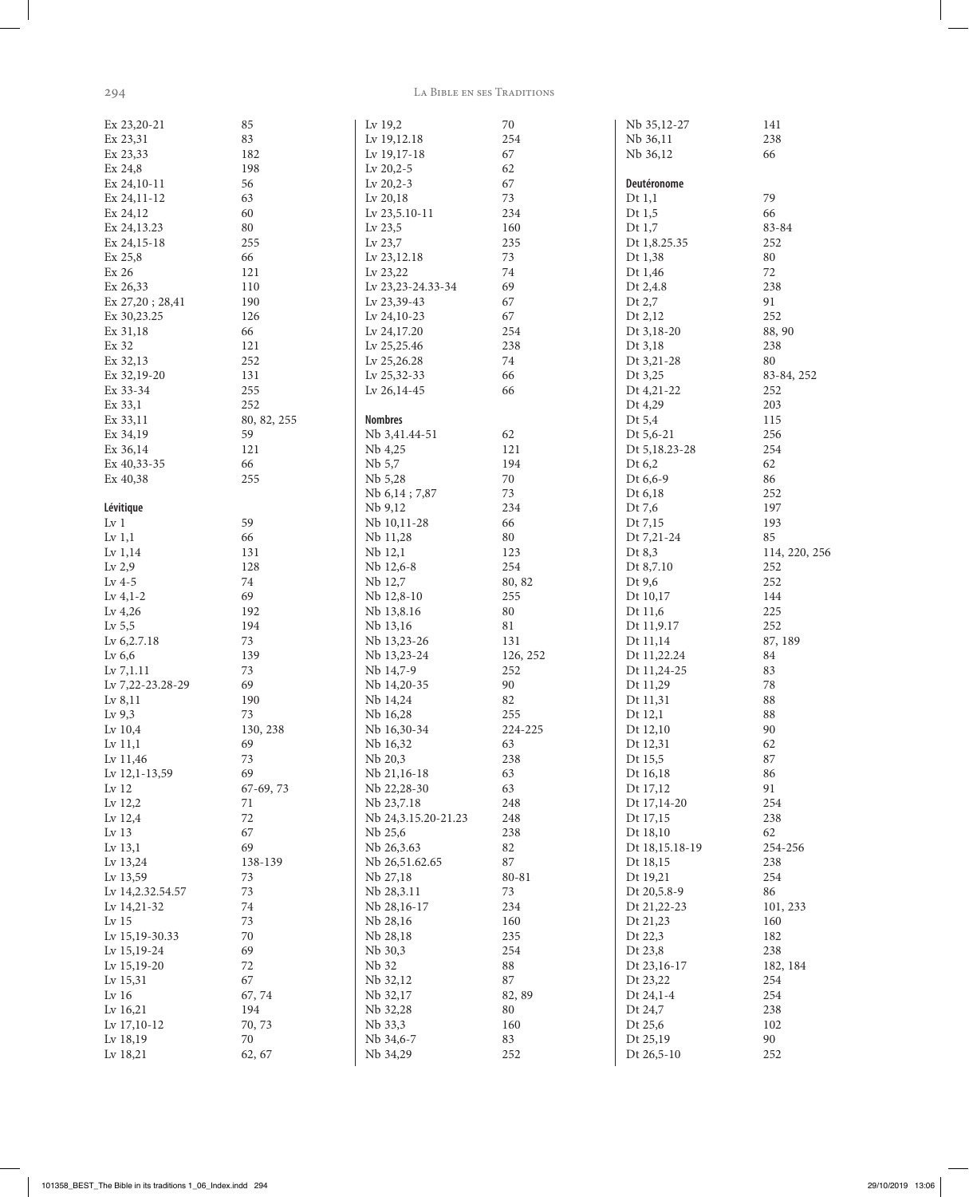| | |
|---|---|
| Ex 23,20-21 | 85 |
| Ex 23,31 | 83 |
| Ex 23,33 | 182 |
| Ex 24,8 | 198 |
| Ex 24,10-11 | 56 |
| Ex 24,11-12 | 63 |
| Ex 24,12 | 60 |
| Ex 24,13.23 | 80 |
| Ex 24,15-18 | 255 |
| Ex 25,8 | 66 |
| Ex 26 | 121 |
| Ex 26,33 | 110 |
| Ex 27,20 ; 28,41 | 190 |
| Ex 30,23.25 | 126 |
| Ex 31,18 | 66 |
| Ex 32 | 121 |
| Ex 32,13 | 252 |
| Ex 32,19-20 | 131 |
| Ex 33-34 | 255 |
| Ex 33,1 | 252 |
| Ex 33,11 | 80, 82, 255 |
| Ex 34,19 | 59 |
| Ex 36,14 | 121 |
| Ex 40,33-35 | 66 |
| Ex 40,38 | 255 |

**Lévitique**

| | |
|---|---|
| Lv 1 | 59 |
| Lv 1,1 | 66 |
| Lv 1,14 | 131 |
| Lv 2,9 | 128 |
| Lv 4-5 | 74 |
| Lv 4,1-2 | 69 |
| Lv 4,26 | 192 |
| Lv 5,5 | 194 |
| Lv 6,2.7.18 | 73 |
| Lv 6,6 | 139 |
| Lv 7,1.11 | 73 |
| Lv 7,22-23.28-29 | 69 |
| Lv 8,11 | 190 |
| Lv 9,3 | 73 |
| Lv 10,4 | 130, 238 |
| Lv 11,1 | 69 |
| Lv 11,46 | 73 |
| Lv 12,1-13,59 | 69 |
| Lv 12 | 67-69, 73 |
| Lv 12,2 | 71 |
| Lv 12,4 | 72 |
| Lv 13 | 67 |
| Lv 13,1 | 69 |
| Lv 13,24 | 138-139 |
| Lv 13,59 | 73 |
| Lv 14,2.32.54.57 | 73 |
| Lv 14,21-32 | 74 |
| Lv 15 | 73 |
| Lv 15,19-30.33 | 70 |
| Lv 15,19-24 | 69 |
| Lv 15,19-20 | 72 |
| Lv 15,31 | 67 |
| Lv 16 | 67, 74 |
| Lv 16,21 | 194 |
| Lv 17,10-12 | 70, 73 |
| Lv 18,19 | 70 |
| Lv 18,21 | 62, 67 |
| Lv 19,2 | 70 |
| Lv 19,12.18 | 254 |
| Lv 19,17-18 | 67 |
| Lv 20,2-5 | 62 |
| Lv 20,2-3 | 67 |
| Lv 20,18 | 73 |
| Lv 23,5.10-11 | 234 |
| Lv 23,5 | 160 |
| Lv 23,7 | 235 |
| Lv 23,12.18 | 73 |
| Lv 23,22 | 74 |
| Lv 23,23-24.33-34 | 69 |
| Lv 23,39-43 | 67 |
| Lv 24,10-23 | 67 |
| Lv 24,17.20 | 254 |
| Lv 25,25.46 | 238 |
| Lv 25,26.28 | 74 |
| Lv 25,32-33 | 66 |
| Lv 26,14-45 | 66 |

**Nombres**

| | |
|---|---|
| Nb 3,41.44-51 | 62 |
| Nb 4,25 | 121 |
| Nb 5,7 | 194 |
| Nb 5,28 | 70 |
| Nb 6,14 ; 7,87 | 73 |
| Nb 9,12 | 234 |
| Nb 10,11-28 | 66 |
| Nb 11,28 | 80 |
| Nb 12,1 | 123 |
| Nb 12,6-8 | 254 |
| Nb 12,7 | 80, 82 |
| Nb 12,8-10 | 255 |
| Nb 13,8.16 | 80 |
| Nb 13,16 | 81 |
| Nb 13,23-26 | 131 |
| Nb 13,23-24 | 126, 252 |
| Nb 14,7-9 | 252 |
| Nb 14,20-35 | 90 |
| Nb 14,24 | 82 |
| Nb 16,28 | 255 |
| Nb 16,30-34 | 224-225 |
| Nb 16,32 | 63 |
| Nb 20,3 | 238 |
| Nb 21,16-18 | 63 |
| Nb 22,28-30 | 63 |
| Nb 23,7.18 | 248 |
| Nb 24,3.15.20-21.23 | 248 |
| Nb 25,6 | 238 |
| Nb 26,3.63 | 82 |
| Nb 26,51.62.65 | 87 |
| Nb 27,18 | 80-81 |
| Nb 28,3.11 | 73 |
| Nb 28,16-17 | 234 |
| Nb 28,16 | 160 |
| Nb 28,18 | 235 |
| Nb 30,3 | 254 |
| Nb 32 | 88 |
| Nb 32,12 | 87 |
| Nb 32,17 | 82, 89 |
| Nb 32,28 | 80 |
| Nb 33,3 | 160 |
| Nb 34,6-7 | 83 |
| Nb 34,29 | 252 |
| Nb 35,12-27 | 141 |
| Nb 36,11 | 238 |
| Nb 36,12 | 66 |

**Deutéronome**

| | |
|---|---|
| Dt 1,1 | 79 |
| Dt 1,5 | 66 |
| Dt 1,7 | 83-84 |
| Dt 1,8.25.35 | 252 |
| Dt 1,38 | 80 |
| Dt 1,46 | 72 |
| Dt 2,4.8 | 238 |
| Dt 2,7 | 91 |
| Dt 2,12 | 252 |
| Dt 3,18-20 | 88, 90 |
| Dt 3,18 | 238 |
| Dt 3,21-28 | 80 |
| Dt 3,25 | 83-84, 252 |
| Dt 4,21-22 | 252 |
| Dt 4,29 | 203 |
| Dt 5,4 | 115 |
| Dt 5,6-21 | 256 |
| Dt 5,18.23-28 | 254 |
| Dt 6,2 | 62 |
| Dt 6,6-9 | 86 |
| Dt 6,18 | 252 |
| Dt 7,6 | 197 |
| Dt 7,15 | 193 |
| Dt 7,21-24 | 85 |
| Dt 8,3 | 114, 220, 256 |
| Dt 8,7.10 | 252 |
| Dt 9,6 | 252 |
| Dt 10,17 | 144 |
| Dt 11,6 | 225 |
| Dt 11,9.17 | 252 |
| Dt 11,14 | 87, 189 |
| Dt 11,22.24 | 84 |
| Dt 11,24-25 | 83 |
| Dt 11,29 | 78 |
| Dt 11,31 | 88 |
| Dt 12,1 | 88 |
| Dt 12,10 | 90 |
| Dt 12,31 | 62 |
| Dt 15,5 | 87 |
| Dt 16,18 | 86 |
| Dt 17,12 | 91 |
| Dt 17,14-20 | 254 |
| Dt 17,15 | 238 |
| Dt 18,10 | 62 |
| Dt 18,15.18-19 | 254-256 |
| Dt 18,15 | 238 |
| Dt 19,21 | 254 |
| Dt 20,5.8-9 | 86 |
| Dt 21,22-23 | 101, 233 |
| Dt 21,23 | 160 |
| Dt 22,3 | 182 |
| Dt 23,8 | 238 |
| Dt 23,16-17 | 182, 184 |
| Dt 23,22 | 254 |
| Dt 24,1-4 | 254 |
| Dt 24,7 | 238 |
| Dt 25,6 | 102 |
| Dt 25,19 | 90 |
| Dt 26,5-10 | 252 |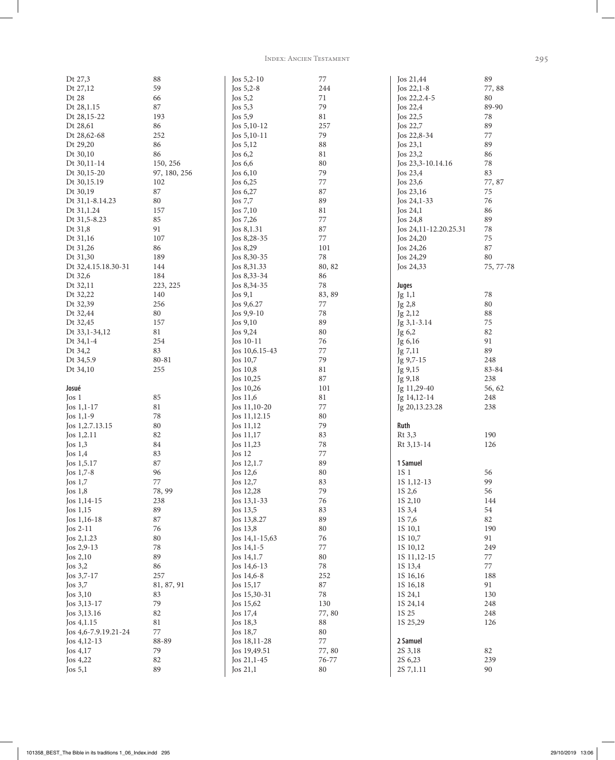| | |
|---|---|
| Dt 27,3 | 88 |
| Dt 27,12 | 59 |
| Dt 28 | 66 |
| Dt 28,1.15 | 87 |
| Dt 28,15-22 | 193 |
| Dt 28,61 | 86 |
| Dt 28,62-68 | 252 |
| Dt 29,20 | 86 |
| Dt 30,10 | 86 |
| Dt 30,11-14 | 150, 256 |
| Dt 30,15-20 | 97, 180, 256 |
| Dt 30,15.19 | 102 |
| Dt 30,19 | 87 |
| Dt 31,1-8.14.23 | 80 |
| Dt 31,1.24 | 157 |
| Dt 31,5-8.23 | 85 |
| Dt 31,8 | 91 |
| Dt 31,16 | 107 |
| Dt 31,26 | 86 |
| Dt 31,30 | 189 |
| Dt 32,4.15.18.30-31 | 144 |
| Dt 32,6 | 184 |
| Dt 32,11 | 223, 225 |
| Dt 32,22 | 140 |
| Dt 32,39 | 256 |
| Dt 32,44 | 80 |
| Dt 32,45 | 157 |
| Dt 33,1-34,12 | 81 |
| Dt 34,1-4 | 254 |
| Dt 34,2 | 83 |
| Dt 34,5.9 | 80-81 |
| Dt 34,10 | 255 |

**Josué**

| | |
|---|---|
| Jos 1 | 85 |
| Jos 1,1-17 | 81 |
| Jos 1,1-9 | 78 |
| Jos 1,2.7.13.15 | 80 |
| Jos 1,2.11 | 82 |
| Jos 1,3 | 84 |
| Jos 1,4 | 83 |
| Jos 1,5.17 | 87 |
| Jos 1,7-8 | 96 |
| Jos 1,7 | 77 |
| Jos 1,8 | 78, 99 |
| Jos 1,14-15 | 238 |
| Jos 1,15 | 89 |
| Jos 1,16-18 | 87 |
| Jos 2-11 | 76 |
| Jos 2,1.23 | 80 |
| Jos 2,9-13 | 78 |
| Jos 2,10 | 89 |
| Jos 3,2 | 86 |
| Jos 3,7-17 | 257 |
| Jos 3,7 | 81, 87, 91 |
| Jos 3,10 | 83 |
| Jos 3,13-17 | 79 |
| Jos 3,13.16 | 82 |
| Jos 4,1.15 | 81 |
| Jos 4,6-7.9.19.21-24 | 77 |
| Jos 4,12-13 | 88-89 |
| Jos 4,17 | 79 |
| Jos 4,22 | 82 |
| Jos 5,1 | 89 |
| Jos 5,2-10 | 77 |
| Jos 5,2-8 | 244 |
| Jos 5,2 | 71 |
| Jos 5,3 | 79 |
| Jos 5,9 | 81 |
| Jos 5,10-12 | 257 |
| Jos 5,10-11 | 79 |
| Jos 5,12 | 88 |
| Jos 6,2 | 81 |
| Jos 6,6 | 80 |
| Jos 6,10 | 79 |
| Jos 6,25 | 77 |
| Jos 6,27 | 87 |
| Jos 7,7 | 89 |
| Jos 7,10 | 81 |
| Jos 7,26 | 77 |
| Jos 8,1.31 | 87 |
| Jos 8,28-35 | 77 |
| Jos 8,29 | 101 |
| Jos 8,30-35 | 78 |
| Jos 8,31.33 | 80, 82 |
| Jos 8,33-34 | 86 |
| Jos 8,34-35 | 78 |
| Jos 9,1 | 83, 89 |
| Jos 9,6.27 | 77 |
| Jos 9,9-10 | 78 |
| Jos 9,10 | 89 |
| Jos 9,24 | 80 |
| Jos 10-11 | 76 |
| Jos 10,6.15-43 | 77 |
| Jos 10,7 | 79 |
| Jos 10,8 | 81 |
| Jos 10,25 | 87 |
| Jos 10,26 | 101 |
| Jos 11,6 | 81 |
| Jos 11,10-20 | 77 |
| Jos 11,12.15 | 80 |
| Jos 11,12 | 79 |
| Jos 11,17 | 83 |
| Jos 11,23 | 78 |
| Jos 12 | 77 |
| Jos 12,1.7 | 89 |
| Jos 12,6 | 80 |
| Jos 12,7 | 83 |
| Jos 12,28 | 79 |
| Jos 13,1-33 | 76 |
| Jos 13,5 | 83 |
| Jos 13,8.27 | 89 |
| Jos 13,8 | 80 |
| Jos 14,1-15,63 | 76 |
| Jos 14,1-5 | 77 |
| Jos 14,1.7 | 80 |
| Jos 14,6-13 | 78 |
| Jos 14,6-8 | 252 |
| Jos 15,17 | 87 |
| Jos 15,30-31 | 78 |
| Jos 15,62 | 130 |
| Jos 17,4 | 77, 80 |
| Jos 18,3 | 88 |
| Jos 18,7 | 80 |
| Jos 18,11-28 | 77 |
| Jos 19,49.51 | 77, 80 |
| Jos 21,1-45 | 76-77 |
| Jos 21,1 | 80 |
| Jos 21,44 | 89 |
| Jos 22,1-8 | 77, 88 |
| Jos 22,2.4-5 | 80 |
| Jos 22,4 | 89-90 |
| Jos 22,5 | 78 |
| Jos 22,7 | 89 |
| Jos 22,8-34 | 77 |
| Jos 23,1 | 89 |
| Jos 23,2 | 86 |
| Jos 23,3-10.14.16 | 78 |
| Jos 23,4 | 83 |
| Jos 23,6 | 77, 87 |
| Jos 23,16 | 75 |
| Jos 24,1-33 | 76 |
| Jos 24,1 | 86 |
| Jos 24,8 | 89 |
| Jos 24,11-12.20.25.31 | 78 |
| Jos 24,20 | 75 |
| Jos 24,26 | 87 |
| Jos 24,29 | 80 |
| Jos 24,33 | 75, 77-78 |

**Juges**

| | |
|---|---|
| Jg 1,1 | 78 |
| Jg 2,8 | 80 |
| Jg 2,12 | 88 |
| Jg 3,1-3.14 | 75 |
| Jg 6,2 | 82 |
| Jg 6,16 | 91 |
| Jg 7,11 | 89 |
| Jg 9,7-15 | 248 |
| Jg 9,15 | 83-84 |
| Jg 9,18 | 238 |
| Jg 11,29-40 | 56, 62 |
| Jg 14,12-14 | 248 |
| Jg 20,13.23.28 | 238 |

**Ruth**

| | |
|---|---|
| Rt 3,3 | 190 |
| Rt 3,13-14 | 126 |

**1 Samuel**

| | |
|---|---|
| 1S 1 | 56 |
| 1S 1,12-13 | 99 |
| 1S 2,6 | 56 |
| 1S 2,10 | 144 |
| 1S 3,4 | 54 |
| 1S 7,6 | 82 |
| 1S 10,1 | 190 |
| 1S 10,7 | 91 |
| 1S 10,12 | 249 |
| 1S 11,12-15 | 77 |
| 1S 13,4 | 77 |
| 1S 16,16 | 188 |
| 1S 16,18 | 91 |
| 1S 24,1 | 130 |
| 1S 24,14 | 248 |
| 1S 25 | 248 |
| 1S 25,29 | 126 |

**2 Samuel**

| | |
|---|---|
| 2S 3,18 | 82 |
| 2S 6,23 | 239 |
| 2S 7,1.11 | 90 |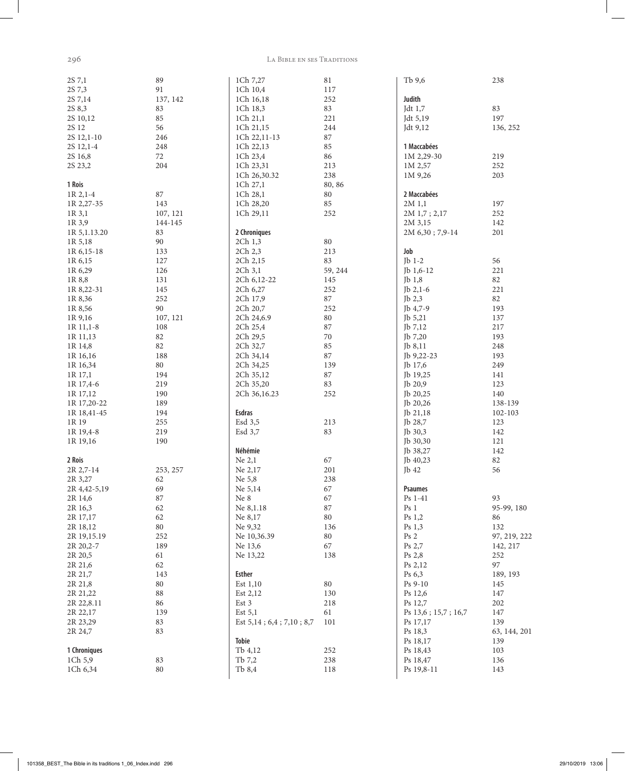2S 7,1 89
2S 7,3 91
2S 7,14 137, 142
2S 8,3 83
2S 10,12 85
2S 12 56
2S 12,1-10 246
2S 12,1-4 248
2S 16,8 72
2S 23,2 204

**1 Rois**

1R 2,1-4 87
1R 2,27-35 143
1R 3,1 107, 121
1R 3,9 144-145
1R 5,1.13.20 83
1R 5,18 90
1R 6,15-18 133
1R 6,15 127
1R 6,29 126
1R 8,8 131
1R 8,22-31 145
1R 8,36 252
1R 8,56 90
1R 9,16 107, 121
1R 11,1-8 108
1R 11,13 82
1R 14,8 82
1R 16,16 188
1R 16,34 80
1R 17,1 194
1R 17,4-6 219
1R 17,12 190
1R 17,20-22 189
1R 18,41-45 194
1R 19 255
1R 19,4-8 219
1R 19,16 190

**2 Rois**

2R 2,7-14 253, 257
2R 3,27 62
2R 4,42-5,19 69
2R 14,6 87
2R 16,3 62
2R 17,17 62
2R 18,12 80
2R 19,15.19 252
2R 20,2-7 189
2R 20,5 61
2R 21,6 62
2R 21,7 143
2R 21,8 80
2R 21,22 88
2R 22,8.11 86
2R 22,17 139
2R 23,29 83
2R 24,7 83

**1 Chroniques**

1Ch 5,9 83
1Ch 6,34 80
1Ch 7,27 81
1Ch 10,4 117
1Ch 16,18 252
1Ch 18,3 83
1Ch 21,1 221
1Ch 21,15 244
1Ch 22,11-13 87
1Ch 22,13 85
1Ch 23,4 86
1Ch 23,31 213
1Ch 26,30.32 238
1Ch 27,1 80, 86
1Ch 28,1 80
1Ch 28,20 85
1Ch 29,11 252

**2 Chroniques**

2Ch 1,3 80
2Ch 2,3 213
2Ch 2,15 83
2Ch 3,1 59, 244
2Ch 6,12-22 145
2Ch 6,27 252
2Ch 17,9 87
2Ch 20,7 252
2Ch 24,6.9 80
2Ch 25,4 87
2Ch 29,5 70
2Ch 32,7 85
2Ch 34,14 87
2Ch 34,25 139
2Ch 35,12 87
2Ch 35,20 83
2Ch 36,16.23 252

**Esdras**

Esd 3,5 213
Esd 3,7 83

**Néhémie**

Ne 2,1 67
Ne 2,17 201
Ne 5,8 238
Ne 5,14 67
Ne 8 67
Ne 8,1.18 87
Ne 8,17 80
Ne 9,32 136
Ne 10,36.39 80
Ne 13,6 67
Ne 13,22 138

**Esther**

Est 1,10 80
Est 2,12 130
Est 3 218
Est 5,1 61
Est 5,14 ; 6,4 ; 7,10 ; 8,7 101

**Tobie**

Tb 4,12 252
Tb 7,2 238
Tb 8,4 118
Tb 9,6 238

**Judith**

Jdt 1,7 83
Jdt 5,19 197
Jdt 9,12 136, 252

**1 Maccabées**

1M 2,29-30 219
1M 2,57 252
1M 9,26 203

**2 Maccabées**

2M 1,1 197
2M 1,7 ; 2,17 252
2M 3,15 142
2M 6,30 ; 7,9-14 201

**Job**

Jb 1-2 56
Jb 1,6-12 221
Jb 1,8 82
Jb 2,1-6 221
Jb 2,3 82
Jb 4,7-9 193
Jb 5,21 137
Jb 7,12 217
Jb 7,20 193
Jb 8,11 248
Jb 9,22-23 193
Jb 17,6 249
Jb 19,25 141
Jb 20,9 123
Jb 20,25 140
Jb 20,26 138-139
Jb 21,18 102-103
Jb 28,7 123
Jb 30,3 142
Jb 30,30 121
Jb 38,27 142
Jb 40,23 82
Jb 42 56

**Psaumes**

Ps 1-41 93
Ps 1 95-99, 180
Ps 1,2 86
Ps 1,3 132
Ps 2 97, 219, 222
Ps 2,7 142, 217
Ps 2,8 252
Ps 2,12 97
Ps 6,3 189, 193
Ps 9-10 145
Ps 12,6 147
Ps 12,7 202
Ps 13,6 ; 15,7 ; 16,7 147
Ps 17,17 139
Ps 18,3 63, 144, 201
Ps 18,17 139
Ps 18,43 103
Ps 18,47 136
Ps 19,8-11 143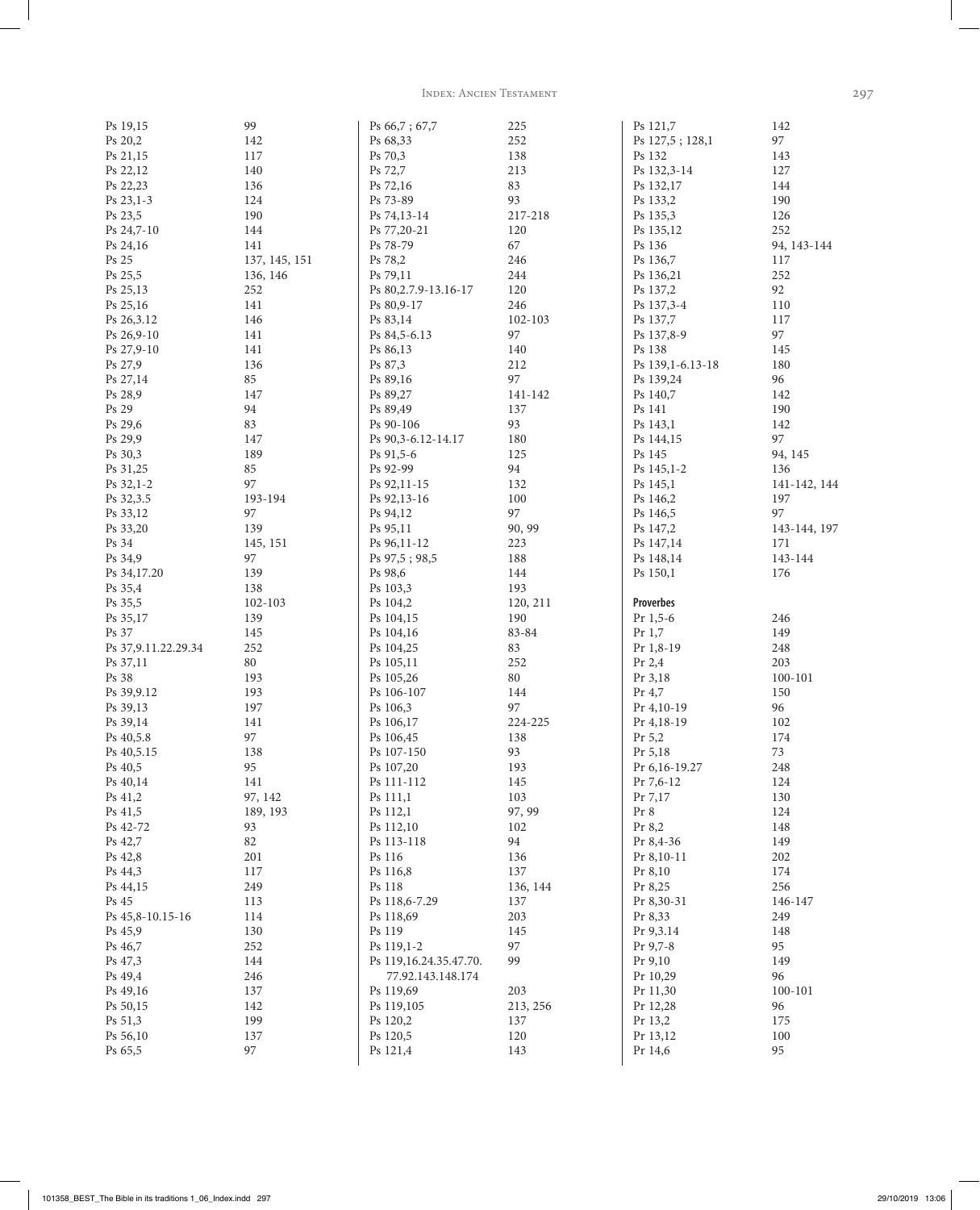| | |
|---|---|
| Ps 19,15 | 99 |
| Ps 20,2 | 142 |
| Ps 21,15 | 117 |
| Ps 22,12 | 140 |
| Ps 22,23 | 136 |
| Ps 23,1-3 | 124 |
| Ps 23,5 | 190 |
| Ps 24,7-10 | 144 |
| Ps 24,16 | 141 |
| Ps 25 | 137, 145, 151 |
| Ps 25,5 | 136, 146 |
| Ps 25,13 | 252 |
| Ps 25,16 | 141 |
| Ps 26,3.12 | 146 |
| Ps 26,9-10 | 141 |
| Ps 27,9-10 | 141 |
| Ps 27,9 | 136 |
| Ps 27,14 | 85 |
| Ps 28,9 | 147 |
| Ps 29 | 94 |
| Ps 29,6 | 83 |
| Ps 29,9 | 147 |
| Ps 30,3 | 189 |
| Ps 31,25 | 85 |
| Ps 32,1-2 | 97 |
| Ps 32,3.5 | 193-194 |
| Ps 33,12 | 97 |
| Ps 33,20 | 139 |
| Ps 34 | 145, 151 |
| Ps 34,9 | 97 |
| Ps 34,17.20 | 139 |
| Ps 35,4 | 138 |
| Ps 35,5 | 102-103 |
| Ps 35,17 | 139 |
| Ps 37 | 145 |
| Ps 37,9.11.22.29.34 | 252 |
| Ps 37,11 | 80 |
| Ps 38 | 193 |
| Ps 39,9.12 | 193 |
| Ps 39,13 | 197 |
| Ps 39,14 | 141 |
| Ps 40,5.8 | 97 |
| Ps 40,5.15 | 138 |
| Ps 40,5 | 95 |
| Ps 40,14 | 141 |
| Ps 41,2 | 97, 142 |
| Ps 41,5 | 189, 193 |
| Ps 42-72 | 93 |
| Ps 42,7 | 82 |
| Ps 42,8 | 201 |
| Ps 44,3 | 117 |
| Ps 44,15 | 249 |
| Ps 45 | 113 |
| Ps 45,8-10.15-16 | 114 |
| Ps 45,9 | 130 |
| Ps 46,7 | 252 |
| Ps 47,3 | 144 |
| Ps 49,4 | 246 |
| Ps 49,16 | 137 |
| Ps 50,15 | 142 |
| Ps 51,3 | 199 |
| Ps 56,10 | 137 |
| Ps 65,5 | 97 |
| Ps 66,7 ; 67,7 | 225 |
| Ps 68,33 | 252 |
| Ps 70,3 | 138 |
| Ps 72,7 | 213 |
| Ps 72,16 | 83 |
| Ps 73-89 | 93 |
| Ps 74,13-14 | 217-218 |
| Ps 77,20-21 | 120 |
| Ps 78-79 | 67 |
| Ps 78,2 | 246 |
| Ps 79,11 | 244 |
| Ps 80,2.7.9-13.16-17 | 120 |
| Ps 80,9-17 | 246 |
| Ps 83,14 | 102-103 |
| Ps 84,5-6.13 | 97 |
| Ps 86,13 | 140 |
| Ps 87,3 | 212 |
| Ps 89,16 | 97 |
| Ps 89,27 | 141-142 |
| Ps 89,49 | 137 |
| Ps 90-106 | 93 |
| Ps 90,3-6.12-14.17 | 180 |
| Ps 91,5-6 | 125 |
| Ps 92-99 | 94 |
| Ps 92,11-15 | 132 |
| Ps 92,13-16 | 100 |
| Ps 94,12 | 97 |
| Ps 95,11 | 90, 99 |
| Ps 96,11-12 | 223 |
| Ps 97,5 ; 98,5 | 188 |
| Ps 98,6 | 144 |
| Ps 103,3 | 193 |
| Ps 104,2 | 120, 211 |
| Ps 104,15 | 190 |
| Ps 104,16 | 83-84 |
| Ps 104,25 | 83 |
| Ps 105,11 | 252 |
| Ps 105,26 | 80 |
| Ps 106-107 | 144 |
| Ps 106,3 | 97 |
| Ps 106,17 | 224-225 |
| Ps 106,45 | 138 |
| Ps 107-150 | 93 |
| Ps 107,20 | 193 |
| Ps 111-112 | 145 |
| Ps 111,1 | 103 |
| Ps 112,1 | 97, 99 |
| Ps 112,10 | 102 |
| Ps 113-118 | 94 |
| Ps 116 | 136 |
| Ps 116,8 | 137 |
| Ps 118 | 136, 144 |
| Ps 118,6-7.29 | 137 |
| Ps 118,69 | 203 |
| Ps 119 | 145 |
| Ps 119,1-2 | 97 |
| Ps 119,16.24.35.47.70.77.92.143.148.174 | 99 |
| Ps 119,69 | 203 |
| Ps 119,105 | 213, 256 |
| Ps 120,2 | 137 |
| Ps 120,5 | 120 |
| Ps 121,4 | 143 |
| Ps 121,7 | 142 |
| Ps 127,5 ; 128,1 | 97 |
| Ps 132 | 143 |
| Ps 132,3-14 | 127 |
| Ps 132,17 | 144 |
| Ps 133,2 | 190 |
| Ps 135,3 | 126 |
| Ps 135,12 | 252 |
| Ps 136 | 94, 143-144 |
| Ps 136,7 | 117 |
| Ps 136,21 | 252 |
| Ps 137,2 | 92 |
| Ps 137,3-4 | 110 |
| Ps 137,7 | 117 |
| Ps 137,8-9 | 97 |
| Ps 138 | 145 |
| Ps 139,1-6.13-18 | 180 |
| Ps 139,24 | 96 |
| Ps 140,7 | 142 |
| Ps 141 | 190 |
| Ps 143,1 | 142 |
| Ps 144,15 | 97 |
| Ps 145 | 94, 145 |
| Ps 145,1-2 | 136 |
| Ps 145,1 | 141-142, 144 |
| Ps 146,2 | 197 |
| Ps 146,5 | 97 |
| Ps 147,2 | 143-144, 197 |
| Ps 147,14 | 171 |
| Ps 148,14 | 143-144 |
| Ps 150,1 | 176 |

**Proverbes**

| | |
|---|---|
| Pr 1,5-6 | 246 |
| Pr 1,7 | 149 |
| Pr 1,8-19 | 248 |
| Pr 2,4 | 203 |
| Pr 3,18 | 100-101 |
| Pr 4,7 | 150 |
| Pr 4,10-19 | 96 |
| Pr 4,18-19 | 102 |
| Pr 5,2 | 174 |
| Pr 5,18 | 73 |
| Pr 6,16-19.27 | 248 |
| Pr 7,6-12 | 124 |
| Pr 7,17 | 130 |
| Pr 8 | 124 |
| Pr 8,2 | 148 |
| Pr 8,4-36 | 149 |
| Pr 8,10-11 | 202 |
| Pr 8,10 | 174 |
| Pr 8,25 | 256 |
| Pr 8,30-31 | 146-147 |
| Pr 8,33 | 249 |
| Pr 9,3.14 | 148 |
| Pr 9,7-8 | 95 |
| Pr 9,10 | 149 |
| Pr 10,29 | 96 |
| Pr 11,30 | 100-101 |
| Pr 12,28 | 96 |
| Pr 13,2 | 175 |
| Pr 13,12 | 100 |
| Pr 14,6 | 95 |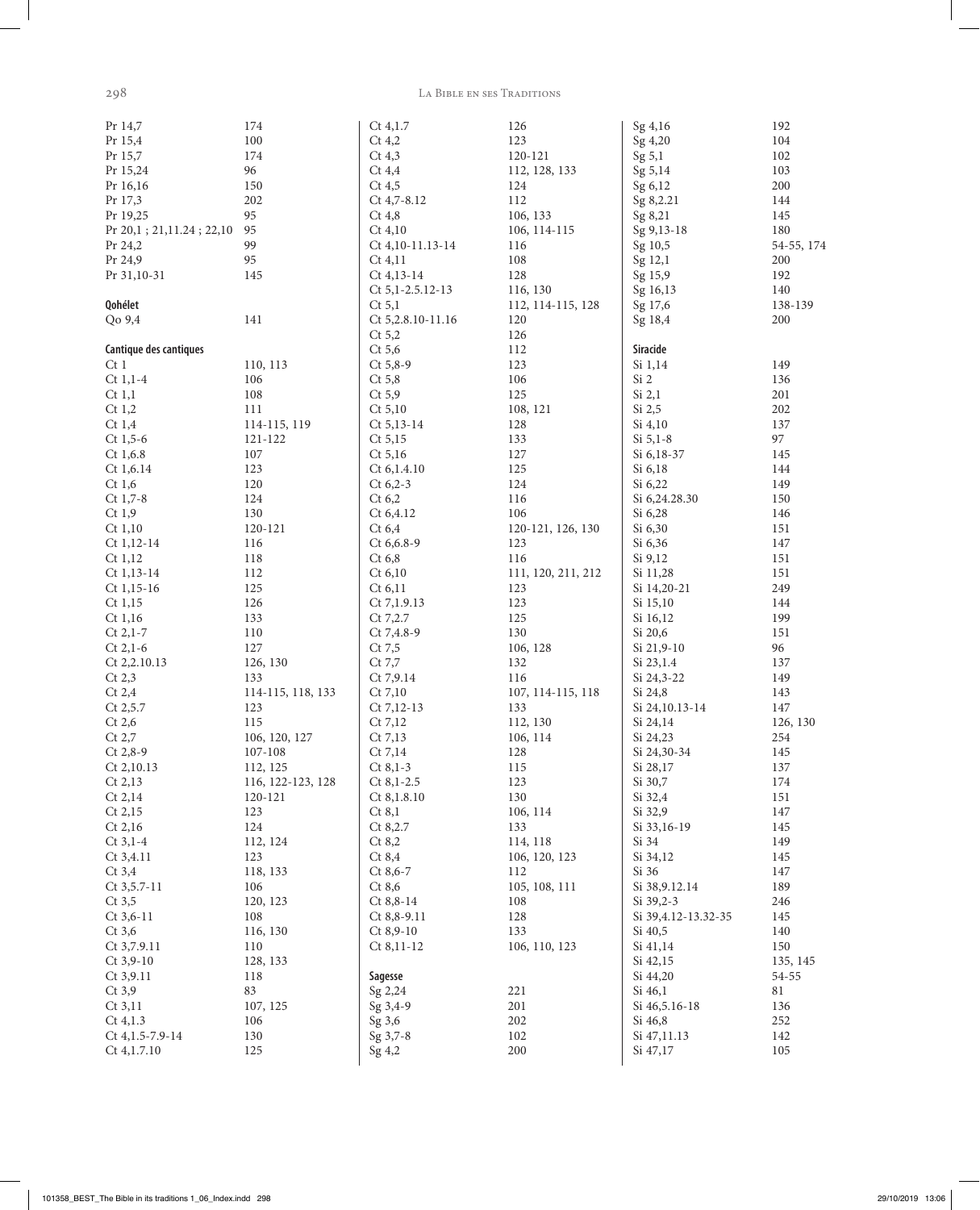| | |
|---|---|
| Pr 14,7 | 174 |
| Pr 15,4 | 100 |
| Pr 15,7 | 174 |
| Pr 15,24 | 96 |
| Pr 16,16 | 150 |
| Pr 17,3 | 202 |
| Pr 19,25 | 95 |
| Pr 20,1 ; 21,11.24 ; 22,10 | 95 |
| Pr 24,2 | 99 |
| Pr 24,9 | 95 |
| Pr 31,10-31 | 145 |

**Qohélet**

| | |
|---|---|
| Qo 9,4 | 141 |

**Cantique des cantiques**

| | |
|---|---|
| Ct 1 | 110, 113 |
| Ct 1,1-4 | 106 |
| Ct 1,1 | 108 |
| Ct 1,2 | 111 |
| Ct 1,4 | 114-115, 119 |
| Ct 1,5-6 | 121-122 |
| Ct 1,6.8 | 107 |
| Ct 1,6.14 | 123 |
| Ct 1,6 | 120 |
| Ct 1,7-8 | 124 |
| Ct 1,9 | 130 |
| Ct 1,10 | 120-121 |
| Ct 1,12-14 | 116 |
| Ct 1,12 | 118 |
| Ct 1,13-14 | 112 |
| Ct 1,15-16 | 125 |
| Ct 1,15 | 126 |
| Ct 1,16 | 133 |
| Ct 2,1-7 | 110 |
| Ct 2,1-6 | 127 |
| Ct 2,2.10.13 | 126, 130 |
| Ct 2,3 | 133 |
| Ct 2,4 | 114-115, 118, 133 |
| Ct 2,5.7 | 123 |
| Ct 2,6 | 115 |
| Ct 2,7 | 106, 120, 127 |
| Ct 2,8-9 | 107-108 |
| Ct 2,10.13 | 112, 125 |
| Ct 2,13 | 116, 122-123, 128 |
| Ct 2,14 | 120-121 |
| Ct 2,15 | 123 |
| Ct 2,16 | 124 |
| Ct 3,1-4 | 112, 124 |
| Ct 3,4.11 | 123 |
| Ct 3,4 | 118, 133 |
| Ct 3,5.7-11 | 106 |
| Ct 3,5 | 120, 123 |
| Ct 3,6-11 | 108 |
| Ct 3,6 | 116, 130 |
| Ct 3,7.9.11 | 110 |
| Ct 3,9-10 | 128, 133 |
| Ct 3,9.11 | 118 |
| Ct 3,9 | 83 |
| Ct 3,11 | 107, 125 |
| Ct 4,1.3 | 106 |
| Ct 4,1.5-7.9-14 | 130 |
| Ct 4,1.7.10 | 125 |
| Ct 4,1.7 | 126 |
| Ct 4,2 | 123 |
| Ct 4,3 | 120-121 |
| Ct 4,4 | 112, 128, 133 |
| Ct 4,5 | 124 |
| Ct 4,7-8.12 | 112 |
| Ct 4,8 | 106, 133 |
| Ct 4,10 | 106, 114-115 |
| Ct 4,10-11.13-14 | 116 |
| Ct 4,11 | 108 |
| Ct 4,13-14 | 128 |
| Ct 5,1-2.5.12-13 | 116, 130 |
| Ct 5,1 | 112, 114-115, 128 |
| Ct 5,2.8.10-11.16 | 120 |
| Ct 5,2 | 126 |
| Ct 5,6 | 112 |
| Ct 5,8-9 | 123 |
| Ct 5,8 | 106 |
| Ct 5,9 | 125 |
| Ct 5,10 | 108, 121 |
| Ct 5,13-14 | 128 |
| Ct 5,15 | 133 |
| Ct 5,16 | 127 |
| Ct 6,1.4.10 | 125 |
| Ct 6,2-3 | 124 |
| Ct 6,2 | 116 |
| Ct 6,4.12 | 106 |
| Ct 6,4 | 120-121, 126, 130 |
| Ct 6,6.8-9 | 123 |
| Ct 6,8 | 116 |
| Ct 6,10 | 111, 120, 211, 212 |
| Ct 6,11 | 123 |
| Ct 7,1.9.13 | 123 |
| Ct 7,2.7 | 125 |
| Ct 7,4.8-9 | 130 |
| Ct 7,5 | 106, 128 |
| Ct 7,7 | 132 |
| Ct 7,9.14 | 116 |
| Ct 7,10 | 107, 114-115, 118 |
| Ct 7,12-13 | 133 |
| Ct 7,12 | 112, 130 |
| Ct 7,13 | 106, 114 |
| Ct 7,14 | 128 |
| Ct 8,1-3 | 115 |
| Ct 8,1-2.5 | 123 |
| Ct 8,1.8.10 | 130 |
| Ct 8,1 | 106, 114 |
| Ct 8,2.7 | 133 |
| Ct 8,2 | 114, 118 |
| Ct 8,4 | 106, 120, 123 |
| Ct 8,6-7 | 112 |
| Ct 8,6 | 105, 108, 111 |
| Ct 8,8-14 | 108 |
| Ct 8,8-9.11 | 128 |
| Ct 8,9-10 | 133 |
| Ct 8,11-12 | 106, 110, 123 |

**Sagesse**

| | |
|---|---|
| Sg 2,24 | 221 |
| Sg 3,4-9 | 201 |
| Sg 3,6 | 202 |
| Sg 3,7-8 | 102 |
| Sg 4,2 | 200 |
| Sg 4,16 | 192 |
| Sg 4,20 | 104 |
| Sg 5,1 | 102 |
| Sg 5,14 | 103 |
| Sg 6,12 | 200 |
| Sg 8,2.21 | 144 |
| Sg 8,21 | 145 |
| Sg 9,13-18 | 180 |
| Sg 10,5 | 54-55, 174 |
| Sg 12,1 | 200 |
| Sg 15,9 | 192 |
| Sg 16,13 | 140 |
| Sg 17,6 | 138-139 |
| Sg 18,4 | 200 |

**Siracide**

| | |
|---|---|
| Si 1,14 | 149 |
| Si 2 | 136 |
| Si 2,1 | 201 |
| Si 2,5 | 202 |
| Si 4,10 | 137 |
| Si 5,1-8 | 97 |
| Si 6,18-37 | 145 |
| Si 6,18 | 144 |
| Si 6,22 | 149 |
| Si 6,24.28.30 | 150 |
| Si 6,28 | 146 |
| Si 6,30 | 151 |
| Si 6,36 | 147 |
| Si 9,12 | 151 |
| Si 11,28 | 151 |
| Si 14,20-21 | 249 |
| Si 15,10 | 144 |
| Si 16,12 | 199 |
| Si 20,6 | 151 |
| Si 21,9-10 | 96 |
| Si 23,1.4 | 137 |
| Si 24,3-22 | 149 |
| Si 24,8 | 143 |
| Si 24,10.13-14 | 147 |
| Si 24,14 | 126, 130 |
| Si 24,23 | 254 |
| Si 24,30-34 | 145 |
| Si 28,17 | 137 |
| Si 30,7 | 174 |
| Si 32,4 | 151 |
| Si 32,9 | 147 |
| Si 33,16-19 | 145 |
| Si 34 | 149 |
| Si 34,12 | 145 |
| Si 36 | 147 |
| Si 38,9.12.14 | 189 |
| Si 39,2-3 | 246 |
| Si 39,4.12-13.32-35 | 145 |
| Si 40,5 | 140 |
| Si 41,14 | 150 |
| Si 42,15 | 135, 145 |
| Si 44,20 | 54-55 |
| Si 46,1 | 81 |
| Si 46,5.16-18 | 136 |
| Si 46,8 | 252 |
| Si 47,11.13 | 142 |
| Si 47,17 | 105 |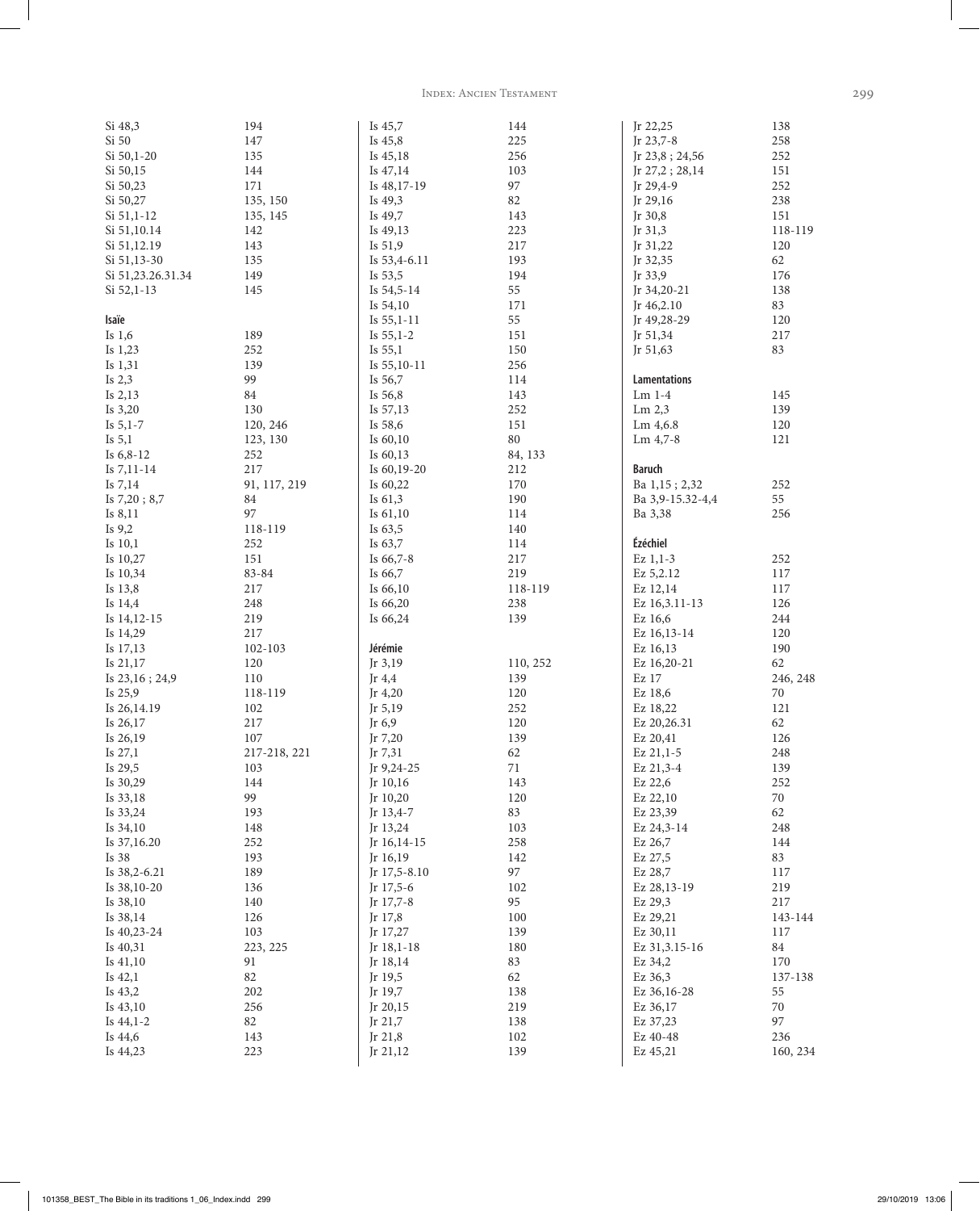Si 48,3 194
Si 50 147
Si 50,1-20 135
Si 50,15 144
Si 50,23 171
Si 50,27 135, 150
Si 51,1-12 135, 145
Si 51,10.14 142
Si 51,12.19 143
Si 51,13-30 135
Si 51,23.26.31.34 149
Si 52,1-13 145

**Isaïe**

Is 1,6 189
Is 1,23 252
Is 1,31 139
Is 2,3 99
Is 2,13 84
Is 3,20 130
Is 5,1-7 120, 246
Is 5,1 123, 130
Is 6,8-12 252
Is 7,11-14 217
Is 7,14 91, 117, 219
Is 7,20 ; 8,7 84
Is 8,11 97
Is 9,2 118-119
Is 10,1 252
Is 10,27 151
Is 10,34 83-84
Is 13,8 217
Is 14,4 248
Is 14,12-15 219
Is 14,29 217
Is 17,13 102-103
Is 21,17 120
Is 23,16 ; 24,9 110
Is 25,9 118-119
Is 26,14.19 102
Is 26,17 217
Is 26,19 107
Is 27,1 217-218, 221
Is 29,5 103
Is 30,29 144
Is 33,18 99
Is 33,24 193
Is 34,10 148
Is 37,16.20 252
Is 38 193
Is 38,2-6.21 189
Is 38,10-20 136
Is 38,10 140
Is 38,14 126
Is 40,23-24 103
Is 40,31 223, 225
Is 41,10 91
Is 42,1 82
Is 43,2 202
Is 43,10 256
Is 44,1-2 82
Is 44,6 143
Is 44,23 223
Is 45,7 144
Is 45,8 225
Is 45,18 256
Is 47,14 103
Is 48,17-19 97
Is 49,3 82
Is 49,7 143
Is 49,13 223
Is 51,9 217
Is 53,4-6.11 193
Is 53,5 194
Is 54,5-14 55
Is 54,10 171
Is 55,1-11 55
Is 55,1-2 151
Is 55,1 150
Is 55,10-11 256
Is 56,7 114
Is 56,8 143
Is 57,13 252
Is 58,6 151
Is 60,10 80
Is 60,13 84, 133
Is 60,19-20 212
Is 60,22 170
Is 61,3 190
Is 61,10 114
Is 63,5 140
Is 63,7 114
Is 66,7-8 217
Is 66,7 219
Is 66,10 118-119
Is 66,20 238
Is 66,24 139

**Jérémie**

Jr 3,19 110, 252
Jr 4,4 139
Jr 4,20 120
Jr 5,19 252
Jr 6,9 120
Jr 7,20 139
Jr 7,31 62
Jr 9,24-25 71
Jr 10,16 143
Jr 10,20 120
Jr 13,4-7 83
Jr 13,24 103
Jr 16,14-15 258
Jr 16,19 142
Jr 17,5-8.10 97
Jr 17,5-6 102
Jr 17,7-8 95
Jr 17,8 100
Jr 17,27 139
Jr 18,1-18 180
Jr 18,14 83
Jr 19,5 62
Jr 19,7 138
Jr 20,15 219
Jr 21,7 138
Jr 21,8 102
Jr 21,12 139
Jr 22,25 138
Jr 23,7-8 258
Jr 23,8 ; 24,56 252
Jr 27,2 ; 28,14 151
Jr 29,4-9 252
Jr 29,16 238
Jr 30,8 151
Jr 31,3 118-119
Jr 31,22 120
Jr 32,35 62
Jr 33,9 176
Jr 34,20-21 138
Jr 46,2.10 83
Jr 49,28-29 120
Jr 51,34 217
Jr 51,63 83

**Lamentations**

Lm 1-4 145
Lm 2,3 139
Lm 4,6.8 120
Lm 4,7-8 121

**Baruch**

Ba 1,15 ; 2,32 252
Ba 3,9-15.32-4,4 55
Ba 3,38 256

**Ézéchiel**

Ez 1,1-3 252
Ez 5,2.12 117
Ez 12,14 117
Ez 16,3.11-13 126
Ez 16,6 244
Ez 16,13-14 120
Ez 16,13 190
Ez 16,20-21 62
Ez 17 246, 248
Ez 18,6 70
Ez 18,22 121
Ez 20,26.31 62
Ez 20,41 126
Ez 21,1-5 248
Ez 21,3-4 139
Ez 22,6 252
Ez 22,10 70
Ez 23,39 62
Ez 24,3-14 248
Ez 26,7 144
Ez 27,5 83
Ez 28,7 117
Ez 28,13-19 219
Ez 29,3 217
Ez 29,21 143-144
Ez 30,11 117
Ez 31,3.15-16 84
Ez 34,2 170
Ez 36,3 137-138
Ez 36,16-28 55
Ez 36,17 70
Ez 37,23 97
Ez 40-48 236
Ez 45,21 160, 234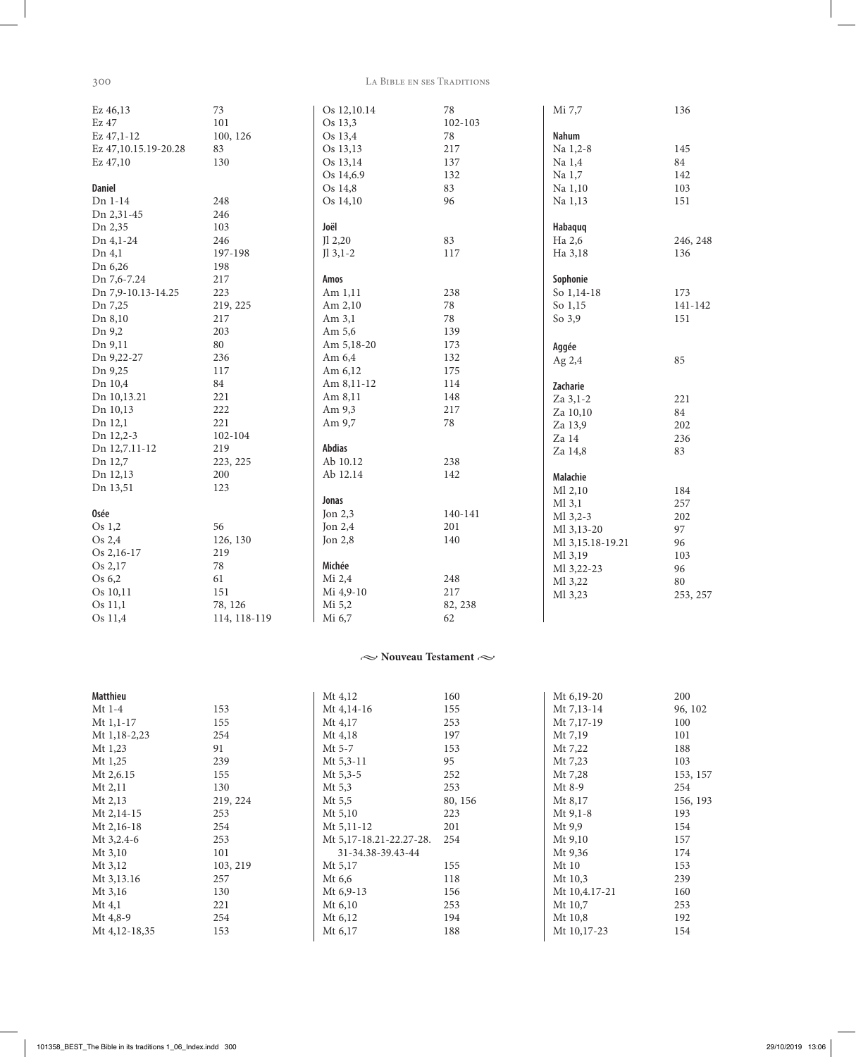| | |
|---|---|
| Ez 46,13 | 73 |
| Ez 47 | 101 |
| Ez 47,1-12 | 100, 126 |
| Ez 47,10.15.19-20.28 | 83 |
| Ez 47,10 | 130 |

**Daniel**

| | |
|---|---|
| Dn 1-14 | 248 |
| Dn 2,31-45 | 246 |
| Dn 2,35 | 103 |
| Dn 4,1-24 | 246 |
| Dn 4,1 | 197-198 |
| Dn 6,26 | 198 |
| Dn 7,6-7.24 | 217 |
| Dn 7,9-10.13-14.25 | 223 |
| Dn 7,25 | 219, 225 |
| Dn 8,10 | 217 |
| Dn 9,2 | 203 |
| Dn 9,11 | 80 |
| Dn 9,22-27 | 236 |
| Dn 9,25 | 117 |
| Dn 10,4 | 84 |
| Dn 10,13.21 | 221 |
| Dn 10,13 | 222 |
| Dn 12,1 | 221 |
| Dn 12,2-3 | 102-104 |
| Dn 12,7.11-12 | 219 |
| Dn 12,7 | 223, 225 |
| Dn 12,13 | 200 |
| Dn 13,51 | 123 |

**Osée**

| | |
|---|---|
| Os 1,2 | 56 |
| Os 2,4 | 126, 130 |
| Os 2,16-17 | 219 |
| Os 2,17 | 78 |
| Os 6,2 | 61 |
| Os 10,11 | 151 |
| Os 11,1 | 78, 126 |
| Os 11,4 | 114, 118-119 |
| Os 12,10.14 | 78 |
| Os 13,3 | 102-103 |
| Os 13,4 | 78 |
| Os 13,13 | 217 |
| Os 13,14 | 137 |
| Os 14,6.9 | 132 |
| Os 14,8 | 83 |
| Os 14,10 | 96 |

**Joël**

| | |
|---|---|
| Jl 2,20 | 83 |
| Jl 3,1-2 | 117 |

**Amos**

| | |
|---|---|
| Am 1,11 | 238 |
| Am 2,10 | 78 |
| Am 3,1 | 78 |
| Am 5,6 | 139 |
| Am 5,18-20 | 173 |
| Am 6,4 | 132 |
| Am 6,12 | 175 |
| Am 8,11-12 | 114 |
| Am 8,11 | 148 |
| Am 9,3 | 217 |
| Am 9,7 | 78 |

**Abdias**

| | |
|---|---|
| Ab 10.12 | 238 |
| Ab 12.14 | 142 |

**Jonas**

| | |
|---|---|
| Jon 2,3 | 140-141 |
| Jon 2,4 | 201 |
| Jon 2,8 | 140 |

**Michée**

| | |
|---|---|
| Mi 2,4 | 248 |
| Mi 4,9-10 | 217 |
| Mi 5,2 | 82, 238 |
| Mi 6,7 | 62 |
| Mi 7,7 | 136 |

**Nahum**

| | |
|---|---|
| Na 1,2-8 | 145 |
| Na 1,4 | 84 |
| Na 1,7 | 142 |
| Na 1,10 | 103 |
| Na 1,13 | 151 |

**Habaquq**

| | |
|---|---|
| Ha 2,6 | 246, 248 |
| Ha 3,18 | 136 |

**Sophonie**

| | |
|---|---|
| So 1,14-18 | 173 |
| So 1,15 | 141-142 |
| So 3,9 | 151 |

**Aggée**

| | |
|---|---|
| Ag 2,4 | 85 |

**Zacharie**

| | |
|---|---|
| Za 3,1-2 | 221 |
| Za 10,10 | 84 |
| Za 13,9 | 202 |
| Za 14 | 236 |
| Za 14,8 | 83 |

**Malachie**

| | |
|---|---|
| Ml 2,10 | 184 |
| Ml 3,1 | 257 |
| Ml 3,2-3 | 202 |
| Ml 3,13-20 | 97 |
| Ml 3,15.18-19.21 | 96 |
| Ml 3,19 | 103 |
| Ml 3,22-23 | 96 |
| Ml 3,22 | 80 |
| Ml 3,23 | 253, 257 |

## Nouveau Testament

**Matthieu**

| | |
|---|---|
| Mt 1-4 | 153 |
| Mt 1,1-17 | 155 |
| Mt 1,18-2,23 | 254 |
| Mt 1,23 | 91 |
| Mt 1,25 | 239 |
| Mt 2,6.15 | 155 |
| Mt 2,11 | 130 |
| Mt 2,13 | 219, 224 |
| Mt 2,14-15 | 253 |
| Mt 2,16-18 | 254 |
| Mt 3,2.4-6 | 253 |
| Mt 3,10 | 101 |
| Mt 3,12 | 103, 219 |
| Mt 3,13.16 | 257 |
| Mt 3,16 | 130 |
| Mt 4,1 | 221 |
| Mt 4,8-9 | 254 |
| Mt 4,12-18,35 | 153 |
| Mt 4,12 | 160 |
| Mt 4,14-16 | 155 |
| Mt 4,17 | 253 |
| Mt 4,18 | 197 |
| Mt 5-7 | 153 |
| Mt 5,3-11 | 95 |
| Mt 5,3-5 | 252 |
| Mt 5,3 | 253 |
| Mt 5,5 | 80, 156 |
| Mt 5,10 | 223 |
| Mt 5,11-12 | 201 |
| Mt 5,17-18.21-22.27-28. 31-34.38-39.43-44 | 254 |
| Mt 5,17 | 155 |
| Mt 6,6 | 118 |
| Mt 6,9-13 | 156 |
| Mt 6,10 | 253 |
| Mt 6,12 | 194 |
| Mt 6,17 | 188 |
| Mt 6,19-20 | 200 |
| Mt 7,13-14 | 96, 102 |
| Mt 7,17-19 | 100 |
| Mt 7,19 | 101 |
| Mt 7,22 | 188 |
| Mt 7,23 | 103 |
| Mt 7,28 | 153, 157 |
| Mt 8-9 | 254 |
| Mt 8,17 | 156, 193 |
| Mt 9,1-8 | 193 |
| Mt 9,9 | 154 |
| Mt 9,10 | 157 |
| Mt 9,36 | 174 |
| Mt 10 | 153 |
| Mt 10,3 | 239 |
| Mt 10,4.17-21 | 160 |
| Mt 10,7 | 253 |
| Mt 10,8 | 192 |
| Mt 10,17-23 | 154 |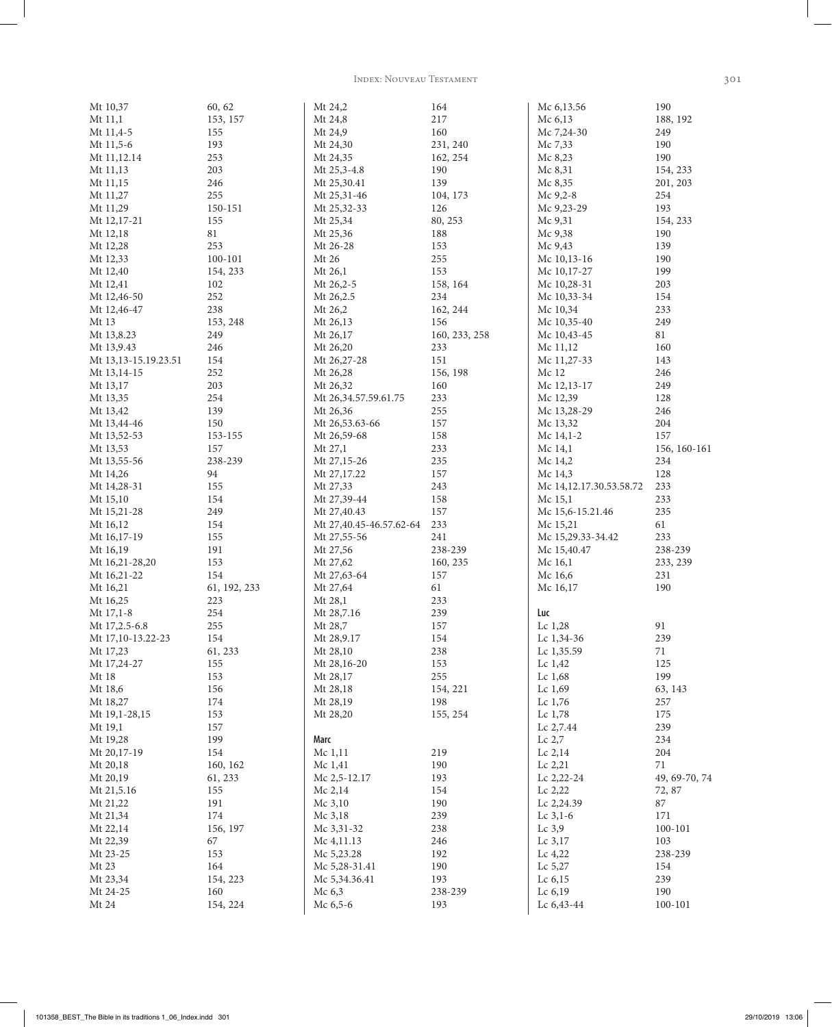| | |
|---|---|
| Mt 10,37 | 60, 62 |
| Mt 11,1 | 153, 157 |
| Mt 11,4-5 | 155 |
| Mt 11,5-6 | 193 |
| Mt 11,12.14 | 253 |
| Mt 11,13 | 203 |
| Mt 11,15 | 246 |
| Mt 11,27 | 255 |
| Mt 11,29 | 150-151 |
| Mt 12,17-21 | 155 |
| Mt 12,18 | 81 |
| Mt 12,28 | 253 |
| Mt 12,33 | 100-101 |
| Mt 12,40 | 154, 233 |
| Mt 12,41 | 102 |
| Mt 12,46-50 | 252 |
| Mt 12,46-47 | 238 |
| Mt 13 | 153, 248 |
| Mt 13,8.23 | 249 |
| Mt 13,9.43 | 246 |
| Mt 13,13-15.19.23.51 | 154 |
| Mt 13,14-15 | 252 |
| Mt 13,17 | 203 |
| Mt 13,35 | 254 |
| Mt 13,42 | 139 |
| Mt 13,44-46 | 150 |
| Mt 13,52-53 | 153-155 |
| Mt 13,53 | 157 |
| Mt 13,55-56 | 238-239 |
| Mt 14,26 | 94 |
| Mt 14,28-31 | 155 |
| Mt 15,10 | 154 |
| Mt 15,21-28 | 249 |
| Mt 16,12 | 154 |
| Mt 16,17-19 | 155 |
| Mt 16,19 | 191 |
| Mt 16,21-28,20 | 153 |
| Mt 16,21-22 | 154 |
| Mt 16,21 | 61, 192, 233 |
| Mt 16,25 | 223 |
| Mt 17,1-8 | 254 |
| Mt 17,2.5-6.8 | 255 |
| Mt 17,10-13.22-23 | 154 |
| Mt 17,23 | 61, 233 |
| Mt 17,24-27 | 155 |
| Mt 18 | 153 |
| Mt 18,6 | 156 |
| Mt 18,27 | 174 |
| Mt 19,1-28,15 | 153 |
| Mt 19,1 | 157 |
| Mt 19,28 | 199 |
| Mt 20,17-19 | 154 |
| Mt 20,18 | 160, 162 |
| Mt 20,19 | 61, 233 |
| Mt 21,5.16 | 155 |
| Mt 21,22 | 191 |
| Mt 21,34 | 174 |
| Mt 22,14 | 156, 197 |
| Mt 22,39 | 67 |
| Mt 23-25 | 153 |
| Mt 23 | 164 |
| Mt 23,34 | 154, 223 |
| Mt 24-25 | 160 |
| Mt 24 | 154, 224 |
| Mt 24,2 | 164 |
| Mt 24,8 | 217 |
| Mt 24,9 | 160 |
| Mt 24,30 | 231, 240 |
| Mt 24,35 | 162, 254 |
| Mt 25,3-4.8 | 190 |
| Mt 25,30.41 | 139 |
| Mt 25,31-46 | 104, 173 |
| Mt 25,32-33 | 126 |
| Mt 25,34 | 80, 253 |
| Mt 25,36 | 188 |
| Mt 26-28 | 153 |
| Mt 26 | 255 |
| Mt 26,1 | 153 |
| Mt 26,2-5 | 158, 164 |
| Mt 26,2.5 | 234 |
| Mt 26,2 | 162, 244 |
| Mt 26,13 | 156 |
| Mt 26,17 | 160, 233, 258 |
| Mt 26,20 | 233 |
| Mt 26,27-28 | 151 |
| Mt 26,28 | 156, 198 |
| Mt 26,32 | 160 |
| Mt 26,34.57.59.61.75 | 233 |
| Mt 26,36 | 255 |
| Mt 26,53.63-66 | 157 |
| Mt 26,59-68 | 158 |
| Mt 27,1 | 233 |
| Mt 27,15-26 | 235 |
| Mt 27,17.22 | 157 |
| Mt 27,33 | 243 |
| Mt 27,39-44 | 158 |
| Mt 27,40.43 | 157 |
| Mt 27,40.45-46.57.62-64 | 233 |
| Mt 27,55-56 | 241 |
| Mt 27,56 | 238-239 |
| Mt 27,62 | 160, 235 |
| Mt 27,63-64 | 157 |
| Mt 27,64 | 61 |
| Mt 28,1 | 233 |
| Mt 28,7.16 | 239 |
| Mt 28,7 | 157 |
| Mt 28,9.17 | 154 |
| Mt 28,10 | 238 |
| Mt 28,16-20 | 153 |
| Mt 28,17 | 255 |
| Mt 28,18 | 154, 221 |
| Mt 28,19 | 198 |
| Mt 28,20 | 155, 254 |

**Marc**

| | |
|---|---|
| Mc 1,11 | 219 |
| Mc 1,41 | 190 |
| Mc 2,5-12.17 | 193 |
| Mc 2,14 | 154 |
| Mc 3,10 | 190 |
| Mc 3,18 | 239 |
| Mc 3,31-32 | 238 |
| Mc 4,11.13 | 246 |
| Mc 5,23.28 | 192 |
| Mc 5,28-31.41 | 190 |
| Mc 5,34.36.41 | 193 |
| Mc 6,3 | 238-239 |
| Mc 6,5-6 | 193 |
| Mc 6,13.56 | 190 |
| Mc 6,13 | 188, 192 |
| Mc 7,24-30 | 249 |
| Mc 7,33 | 190 |
| Mc 8,23 | 190 |
| Mc 8,31 | 154, 233 |
| Mc 8,35 | 201, 203 |
| Mc 9,2-8 | 254 |
| Mc 9,23-29 | 193 |
| Mc 9,31 | 154, 233 |
| Mc 9,38 | 190 |
| Mc 9,43 | 139 |
| Mc 10,13-16 | 190 |
| Mc 10,17-27 | 199 |
| Mc 10,28-31 | 203 |
| Mc 10,33-34 | 154 |
| Mc 10,34 | 233 |
| Mc 10,35-40 | 249 |
| Mc 10,43-45 | 81 |
| Mc 11,12 | 160 |
| Mc 11,27-33 | 143 |
| Mc 12 | 246 |
| Mc 12,13-17 | 249 |
| Mc 12,39 | 128 |
| Mc 13,28-29 | 246 |
| Mc 13,32 | 204 |
| Mc 14,1-2 | 157 |
| Mc 14,1 | 156, 160-161 |
| Mc 14,2 | 234 |
| Mc 14,3 | 128 |
| Mc 14,12.17.30.53.58.72 | 233 |
| Mc 15,1 | 233 |
| Mc 15,6-15.21.46 | 235 |
| Mc 15,21 | 61 |
| Mc 15,29.33-34.42 | 233 |
| Mc 15,40.47 | 238-239 |
| Mc 16,1 | 233, 239 |
| Mc 16,6 | 231 |
| Mc 16,17 | 190 |

**Luc**

| | |
|---|---|
| Lc 1,28 | 91 |
| Lc 1,34-36 | 239 |
| Lc 1,35.59 | 71 |
| Lc 1,42 | 125 |
| Lc 1,68 | 199 |
| Lc 1,69 | 63, 143 |
| Lc 1,76 | 257 |
| Lc 1,78 | 175 |
| Lc 2,7.44 | 239 |
| Lc 2,7 | 234 |
| Lc 2,14 | 204 |
| Lc 2,21 | 71 |
| Lc 2,22-24 | 49, 69-70, 74 |
| Lc 2,22 | 72, 87 |
| Lc 2,24.39 | 87 |
| Lc 3,1-6 | 171 |
| Lc 3,9 | 100-101 |
| Lc 3,17 | 103 |
| Lc 4,22 | 238-239 |
| Lc 5,27 | 154 |
| Lc 6,15 | 239 |
| Lc 6,19 | 190 |
| Lc 6,43-44 | 100-101 |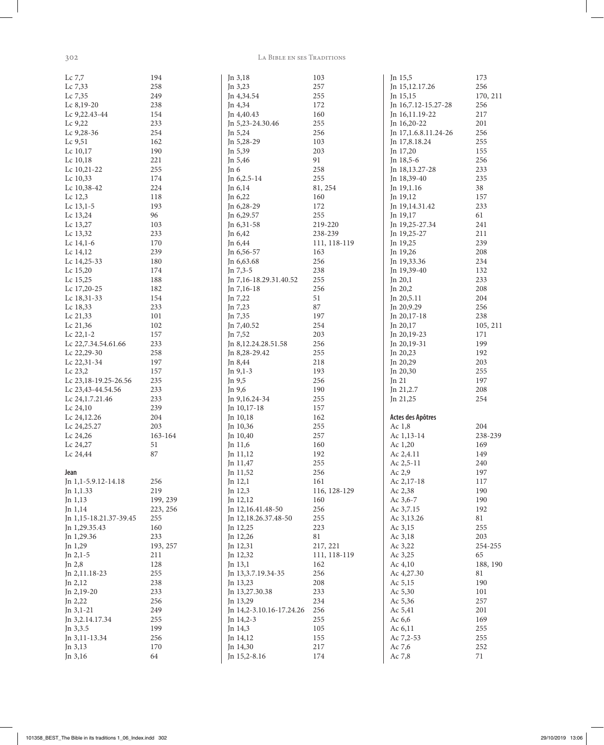| | |
|---|---|
| Lc 7,7 | 194 |
| Lc 7,33 | 258 |
| Lc 7,35 | 249 |
| Lc 8,19-20 | 238 |
| Lc 9,22.43-44 | 154 |
| Lc 9,22 | 233 |
| Lc 9,28-36 | 254 |
| Lc 9,51 | 162 |
| Lc 10,17 | 190 |
| Lc 10,18 | 221 |
| Lc 10,21-22 | 255 |
| Lc 10,33 | 174 |
| Lc 10,38-42 | 224 |
| Lc 12,3 | 118 |
| Lc 13,1-5 | 193 |
| Lc 13,24 | 96 |
| Lc 13,27 | 103 |
| Lc 13,32 | 233 |
| Lc 14,1-6 | 170 |
| Lc 14,12 | 239 |
| Lc 14,25-33 | 180 |
| Lc 15,20 | 174 |
| Lc 15,25 | 188 |
| Lc 17,20-25 | 182 |
| Lc 18,31-33 | 154 |
| Lc 18,33 | 233 |
| Lc 21,33 | 101 |
| Lc 21,36 | 102 |
| Lc 22,1-2 | 157 |
| Lc 22,7.34.54.61.66 | 233 |
| Lc 22,29-30 | 258 |
| Lc 22,31-34 | 197 |
| Lc 23,2 | 157 |
| Lc 23,18-19.25-26.56 | 235 |
| Lc 23,43-44.54.56 | 233 |
| Lc 24,1.7.21.46 | 233 |
| Lc 24,10 | 239 |
| Lc 24,12.26 | 204 |
| Lc 24,25.27 | 203 |
| Lc 24,26 | 163-164 |
| Lc 24,27 | 51 |
| Lc 24,44 | 87 |

**Jean**

| | |
|---|---|
| Jn 1,1-5.9.12-14.18 | 256 |
| Jn 1,1.33 | 219 |
| Jn 1,13 | 199, 239 |
| Jn 1,14 | 223, 256 |
| Jn 1,15-18.21.37-39.45 | 255 |
| Jn 1,29.35.43 | 160 |
| Jn 1,29.36 | 233 |
| Jn 1,29 | 193, 257 |
| Jn 2,1-5 | 211 |
| Jn 2,8 | 128 |
| Jn 2,11.18-23 | 255 |
| Jn 2,12 | 238 |
| Jn 2,19-20 | 233 |
| Jn 2,22 | 256 |
| Jn 3,1-21 | 249 |
| Jn 3,2.14.17.34 | 255 |
| Jn 3,3.5 | 199 |
| Jn 3,11-13.34 | 256 |
| Jn 3,13 | 170 |
| Jn 3,16 | 64 |
| Jn 3,18 | 103 |
| Jn 3,23 | 257 |
| Jn 4,34.54 | 255 |
| Jn 4,34 | 172 |
| Jn 4,40.43 | 160 |
| Jn 5,23-24.30.46 | 255 |
| Jn 5,24 | 256 |
| Jn 5,28-29 | 103 |
| Jn 5,39 | 203 |
| Jn 5,46 | 91 |
| Jn 6 | 258 |
| Jn 6,2.5-14 | 255 |
| Jn 6,14 | 81, 254 |
| Jn 6,22 | 160 |
| Jn 6,28-29 | 172 |
| Jn 6,29.57 | 255 |
| Jn 6,31-58 | 219-220 |
| Jn 6,42 | 238-239 |
| Jn 6,44 | 111, 118-119 |
| Jn 6,56-57 | 163 |
| Jn 6,63.68 | 256 |
| Jn 7,3-5 | 238 |
| Jn 7,16-18.29.31.40.52 | 255 |
| Jn 7,16-18 | 256 |
| Jn 7,22 | 51 |
| Jn 7,23 | 87 |
| Jn 7,35 | 197 |
| Jn 7,40.52 | 254 |
| Jn 7,52 | 203 |
| Jn 8,12.24.28.51.58 | 256 |
| Jn 8,28-29.42 | 255 |
| Jn 8,44 | 218 |
| Jn 9,1-3 | 193 |
| Jn 9,5 | 256 |
| Jn 9,6 | 190 |
| Jn 9,16.24-34 | 255 |
| Jn 10,17-18 | 157 |
| Jn 10,18 | 162 |
| Jn 10,36 | 255 |
| Jn 10,40 | 257 |
| Jn 11,6 | 160 |
| Jn 11,12 | 192 |
| Jn 11,47 | 255 |
| Jn 11,52 | 256 |
| Jn 12,1 | 161 |
| Jn 12,3 | 116, 128-129 |
| Jn 12,12 | 160 |
| Jn 12,16.41.48-50 | 256 |
| Jn 12,18.26.37.48-50 | 255 |
| Jn 12,25 | 223 |
| Jn 12,26 | 81 |
| Jn 12,31 | 217, 221 |
| Jn 12,32 | 111, 118-119 |
| Jn 13,1 | 162 |
| Jn 13,3.7.19.34-35 | 256 |
| Jn 13,23 | 208 |
| Jn 13,27.30.38 | 233 |
| Jn 13,29 | 234 |
| Jn 14,2-3.10.16-17.24.26 | 256 |
| Jn 14,2-3 | 255 |
| Jn 14,3 | 105 |
| Jn 14,12 | 155 |
| Jn 14,30 | 217 |
| Jn 15,2-8.16 | 174 |
| Jn 15,5 | 173 |
| Jn 15,12.17.26 | 256 |
| Jn 15,15 | 170, 211 |
| Jn 16,7.12-15.27-28 | 256 |
| Jn 16,11.19-22 | 217 |
| Jn 16,20-22 | 201 |
| Jn 17,1.6.8.11.24-26 | 256 |
| Jn 17,8.18.24 | 255 |
| Jn 17,20 | 155 |
| Jn 18,5-6 | 256 |
| Jn 18,13.27-28 | 233 |
| Jn 18,39-40 | 235 |
| Jn 19,1.16 | 38 |
| Jn 19,12 | 157 |
| Jn 19,14.31.42 | 233 |
| Jn 19,17 | 61 |
| Jn 19,25-27.34 | 241 |
| Jn 19,25-27 | 211 |
| Jn 19,25 | 239 |
| Jn 19,26 | 208 |
| Jn 19,33.36 | 234 |
| Jn 19,39-40 | 132 |
| Jn 20,1 | 233 |
| Jn 20,2 | 208 |
| Jn 20,5.11 | 204 |
| Jn 20,9.29 | 256 |
| Jn 20,17-18 | 238 |
| Jn 20,17 | 105, 211 |
| Jn 20,19-23 | 171 |
| Jn 20,19-31 | 199 |
| Jn 20,23 | 192 |
| Jn 20,29 | 203 |
| Jn 20,30 | 255 |
| Jn 21 | 197 |
| Jn 21,2.7 | 208 |
| Jn 21,25 | 254 |

**Actes des Apôtres**

| | |
|---|---|
| Ac 1,8 | 204 |
| Ac 1,13-14 | 238-239 |
| Ac 1,20 | 169 |
| Ac 2,4.11 | 149 |
| Ac 2,5-11 | 240 |
| Ac 2,9 | 197 |
| Ac 2,17-18 | 117 |
| Ac 2,38 | 190 |
| Ac 3,6-7 | 190 |
| Ac 3,7.15 | 192 |
| Ac 3,13.26 | 81 |
| Ac 3,15 | 255 |
| Ac 3,18 | 203 |
| Ac 3,22 | 254-255 |
| Ac 3,25 | 65 |
| Ac 4,10 | 188, 190 |
| Ac 4,27.30 | 81 |
| Ac 5,15 | 190 |
| Ac 5,30 | 101 |
| Ac 5,36 | 257 |
| Ac 5,41 | 201 |
| Ac 6,6 | 169 |
| Ac 6,11 | 255 |
| Ac 7,2-53 | 255 |
| Ac 7,6 | 252 |
| Ac 7,8 | 71 |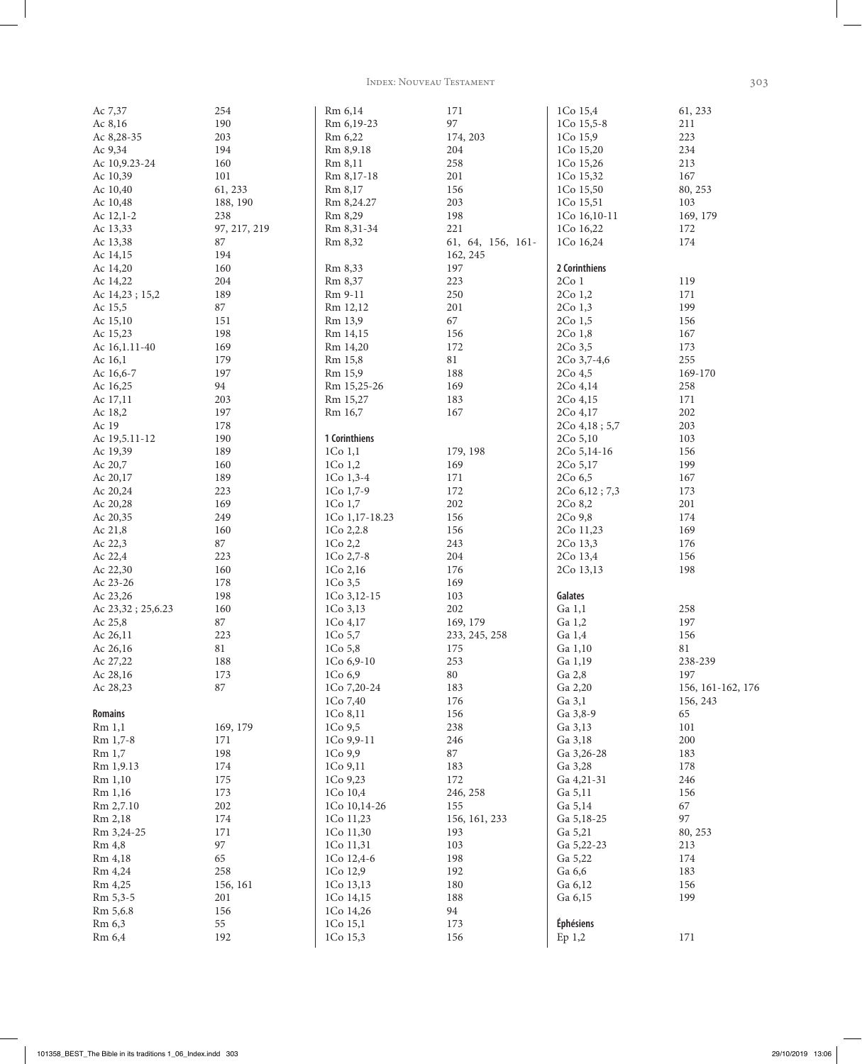| | |
|---|---|
| Ac 7,37 | 254 |
| Ac 8,16 | 190 |
| Ac 8,28-35 | 203 |
| Ac 9,34 | 194 |
| Ac 10,9.23-24 | 160 |
| Ac 10,39 | 101 |
| Ac 10,40 | 61, 233 |
| Ac 10,48 | 188, 190 |
| Ac 12,1-2 | 238 |
| Ac 13,33 | 97, 217, 219 |
| Ac 13,38 | 87 |
| Ac 14,15 | 194 |
| Ac 14,20 | 160 |
| Ac 14,22 | 204 |
| Ac 14,23 ; 15,2 | 189 |
| Ac 15,5 | 87 |
| Ac 15,10 | 151 |
| Ac 15,23 | 198 |
| Ac 16,1.11-40 | 169 |
| Ac 16,1 | 179 |
| Ac 16,6-7 | 197 |
| Ac 16,25 | 94 |
| Ac 17,11 | 203 |
| Ac 18,2 | 197 |
| Ac 19 | 178 |
| Ac 19,5.11-12 | 190 |
| Ac 19,39 | 189 |
| Ac 20,7 | 160 |
| Ac 20,17 | 189 |
| Ac 20,24 | 223 |
| Ac 20,28 | 169 |
| Ac 20,35 | 249 |
| Ac 21,8 | 160 |
| Ac 22,3 | 87 |
| Ac 22,4 | 223 |
| Ac 22,30 | 160 |
| Ac 23-26 | 178 |
| Ac 23,26 | 198 |
| Ac 23,32 ; 25,6.23 | 160 |
| Ac 25,8 | 87 |
| Ac 26,11 | 223 |
| Ac 26,16 | 81 |
| Ac 27,22 | 188 |
| Ac 28,16 | 173 |
| Ac 28,23 | 87 |

**Romains**

| | |
|---|---|
| Rm 1,1 | 169, 179 |
| Rm 1,7-8 | 171 |
| Rm 1,7 | 198 |
| Rm 1,9.13 | 174 |
| Rm 1,10 | 175 |
| Rm 1,16 | 173 |
| Rm 2,7.10 | 202 |
| Rm 2,18 | 174 |
| Rm 3,24-25 | 171 |
| Rm 4,8 | 97 |
| Rm 4,18 | 65 |
| Rm 4,24 | 258 |
| Rm 4,25 | 156, 161 |
| Rm 5,3-5 | 201 |
| Rm 5,6.8 | 156 |
| Rm 6,3 | 55 |
| Rm 6,4 | 192 |
| Rm 6,14 | 171 |
| Rm 6,19-23 | 97 |
| Rm 6,22 | 174, 203 |
| Rm 8,9.18 | 204 |
| Rm 8,11 | 258 |
| Rm 8,17-18 | 201 |
| Rm 8,17 | 156 |
| Rm 8,24.27 | 203 |
| Rm 8,29 | 198 |
| Rm 8,31-34 | 221 |
| Rm 8,32 | 61, 64, 156, 161-162, 245 |
| Rm 8,33 | 197 |
| Rm 8,37 | 223 |
| Rm 9-11 | 250 |
| Rm 12,12 | 201 |
| Rm 13,9 | 67 |
| Rm 14,15 | 156 |
| Rm 14,20 | 172 |
| Rm 15,8 | 81 |
| Rm 15,9 | 188 |
| Rm 15,25-26 | 169 |
| Rm 15,27 | 183 |
| Rm 16,7 | 167 |

**1 Corinthiens**

| | |
|---|---|
| 1Co 1,1 | 179, 198 |
| 1Co 1,2 | 169 |
| 1Co 1,3-4 | 171 |
| 1Co 1,7-9 | 172 |
| 1Co 1,7 | 202 |
| 1Co 1,17-18.23 | 156 |
| 1Co 2,2.8 | 156 |
| 1Co 2,2 | 243 |
| 1Co 2,7-8 | 204 |
| 1Co 2,16 | 176 |
| 1Co 3,5 | 169 |
| 1Co 3,12-15 | 103 |
| 1Co 3,13 | 202 |
| 1Co 4,17 | 169, 179 |
| 1Co 5,7 | 233, 245, 258 |
| 1Co 5,8 | 175 |
| 1Co 6,9-10 | 253 |
| 1Co 6,9 | 80 |
| 1Co 7,20-24 | 183 |
| 1Co 7,40 | 176 |
| 1Co 8,11 | 156 |
| 1Co 9,5 | 238 |
| 1Co 9,9-11 | 246 |
| 1Co 9,9 | 87 |
| 1Co 9,11 | 183 |
| 1Co 9,23 | 172 |
| 1Co 10,4 | 246, 258 |
| 1Co 10,14-26 | 155 |
| 1Co 11,23 | 156, 161, 233 |
| 1Co 11,30 | 193 |
| 1Co 11,31 | 103 |
| 1Co 12,4-6 | 198 |
| 1Co 12,9 | 192 |
| 1Co 13,13 | 180 |
| 1Co 14,15 | 188 |
| 1Co 14,26 | 94 |
| 1Co 15,1 | 173 |
| 1Co 15,3 | 156 |
| 1Co 15,4 | 61, 233 |
| 1Co 15,5-8 | 211 |
| 1Co 15,9 | 223 |
| 1Co 15,20 | 234 |
| 1Co 15,26 | 213 |
| 1Co 15,32 | 167 |
| 1Co 15,50 | 80, 253 |
| 1Co 15,51 | 103 |
| 1Co 16,10-11 | 169, 179 |
| 1Co 16,22 | 172 |
| 1Co 16,24 | 174 |

**2 Corinthiens**

| | |
|---|---|
| 2Co 1 | 119 |
| 2Co 1,2 | 171 |
| 2Co 1,3 | 199 |
| 2Co 1,5 | 156 |
| 2Co 1,8 | 167 |
| 2Co 3,5 | 173 |
| 2Co 3,7-4,6 | 255 |
| 2Co 4,5 | 169-170 |
| 2Co 4,14 | 258 |
| 2Co 4,15 | 171 |
| 2Co 4,17 | 202 |
| 2Co 4,18 ; 5,7 | 203 |
| 2Co 5,10 | 103 |
| 2Co 5,14-16 | 156 |
| 2Co 5,17 | 199 |
| 2Co 6,5 | 167 |
| 2Co 6,12 ; 7,3 | 173 |
| 2Co 8,2 | 201 |
| 2Co 9,8 | 174 |
| 2Co 11,23 | 169 |
| 2Co 13,3 | 176 |
| 2Co 13,4 | 156 |
| 2Co 13,13 | 198 |

**Galates**

| | |
|---|---|
| Ga 1,1 | 258 |
| Ga 1,2 | 197 |
| Ga 1,4 | 156 |
| Ga 1,10 | 81 |
| Ga 1,19 | 238-239 |
| Ga 2,8 | 197 |
| Ga 2,20 | 156, 161-162, 176 |
| Ga 3,1 | 156, 243 |
| Ga 3,8-9 | 65 |
| Ga 3,13 | 101 |
| Ga 3,18 | 200 |
| Ga 3,26-28 | 183 |
| Ga 3,28 | 178 |
| Ga 4,21-31 | 246 |
| Ga 5,11 | 156 |
| Ga 5,14 | 67 |
| Ga 5,18-25 | 97 |
| Ga 5,21 | 80, 253 |
| Ga 5,22-23 | 213 |
| Ga 5,22 | 174 |
| Ga 6,6 | 183 |
| Ga 6,12 | 156 |
| Ga 6,15 | 199 |

**Éphésiens**

| | |
|---|---|
| Ep 1,2 | 171 |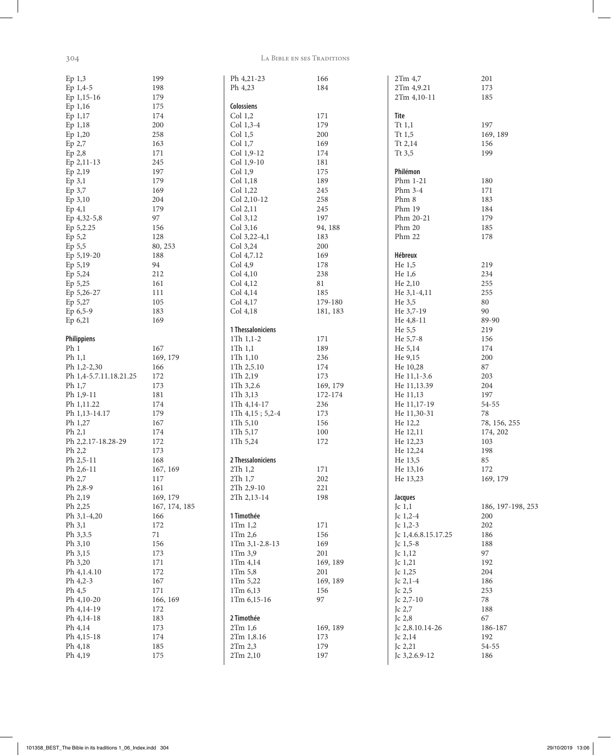| | |
|---|---|
| Ep 1,3 | 199 |
| Ep 1,4-5 | 198 |
| Ep 1,15-16 | 179 |
| Ep 1,16 | 175 |
| Ep 1,17 | 174 |
| Ep 1,18 | 200 |
| Ep 1,20 | 258 |
| Ep 2,7 | 163 |
| Ep 2,8 | 171 |
| Ep 2,11-13 | 245 |
| Ep 2,19 | 197 |
| Ep 3,1 | 179 |
| Ep 3,7 | 169 |
| Ep 3,10 | 204 |
| Ep 4,1 | 179 |
| Ep 4,32-5,8 | 97 |
| Ep 5,2.25 | 156 |
| Ep 5,2 | 128 |
| Ep 5,5 | 80, 253 |
| Ep 5,19-20 | 188 |
| Ep 5,19 | 94 |
| Ep 5,24 | 212 |
| Ep 5,25 | 161 |
| Ep 5,26-27 | 111 |
| Ep 5,27 | 105 |
| Ep 6,5-9 | 183 |
| Ep 6,21 | 169 |

**Philippiens**

| | |
|---|---|
| Ph 1 | 167 |
| Ph 1,1 | 169, 179 |
| Ph 1,2-2,30 | 166 |
| Ph 1,4-5.7.11.18.21.25 | 172 |
| Ph 1,7 | 173 |
| Ph 1,9-11 | 181 |
| Ph 1,11.22 | 174 |
| Ph 1,13-14.17 | 179 |
| Ph 1,27 | 167 |
| Ph 2,1 | 174 |
| Ph 2,2.17-18.28-29 | 172 |
| Ph 2,2 | 173 |
| Ph 2,5-11 | 168 |
| Ph 2,6-11 | 167, 169 |
| Ph 2,7 | 117 |
| Ph 2,8-9 | 161 |
| Ph 2,19 | 169, 179 |
| Ph 2,25 | 167, 174, 185 |
| Ph 3,1-4,20 | 166 |
| Ph 3,1 | 172 |
| Ph 3,3.5 | 71 |
| Ph 3,10 | 156 |
| Ph 3,15 | 173 |
| Ph 3,20 | 171 |
| Ph 4,1.4.10 | 172 |
| Ph 4,2-3 | 167 |
| Ph 4,5 | 171 |
| Ph 4,10-20 | 166, 169 |
| Ph 4,14-19 | 172 |
| Ph 4,14-18 | 183 |
| Ph 4,14 | 173 |
| Ph 4,15-18 | 174 |
| Ph 4,18 | 185 |
| Ph 4,19 | 175 |
| Ph 4,21-23 | 166 |
| Ph 4,23 | 184 |

**Colossiens**

| | |
|---|---|
| Col 1,2 | 171 |
| Col 1,3-4 | 179 |
| Col 1,5 | 200 |
| Col 1,7 | 169 |
| Col 1,9-12 | 174 |
| Col 1,9-10 | 181 |
| Col 1,9 | 175 |
| Col 1,18 | 189 |
| Col 1,22 | 245 |
| Col 2,10-12 | 258 |
| Col 2,11 | 245 |
| Col 3,12 | 197 |
| Col 3,16 | 94, 188 |
| Col 3,22-4,1 | 183 |
| Col 3,24 | 200 |
| Col 4,7.12 | 169 |
| Col 4,9 | 178 |
| Col 4,10 | 238 |
| Col 4,12 | 81 |
| Col 4,14 | 185 |
| Col 4,17 | 179-180 |
| Col 4,18 | 181, 183 |

**1 Thessaloniciens**

| | |
|---|---|
| 1Th 1,1-2 | 171 |
| 1Th 1,1 | 189 |
| 1Th 1,10 | 236 |
| 1Th 2,5.10 | 174 |
| 1Th 2,19 | 173 |
| 1Th 3,2.6 | 169, 179 |
| 1Th 3,13 | 172-174 |
| 1Th 4,14-17 | 236 |
| 1Th 4,15 ; 5,2-4 | 173 |
| 1Th 5,10 | 156 |
| 1Th 5,17 | 100 |
| 1Th 5,24 | 172 |

**2 Thessaloniciens**

| | |
|---|---|
| 2Th 1,2 | 171 |
| 2Th 1,7 | 202 |
| 2Th 2,9-10 | 221 |
| 2Th 2,13-14 | 198 |

**1 Timothée**

| | |
|---|---|
| 1Tm 1,2 | 171 |
| 1Tm 2,6 | 156 |
| 1Tm 3,1-2-8-13 | 169 |
| 1Tm 3,9 | 201 |
| 1Tm 4,14 | 169, 189 |
| 1Tm 5,8 | 201 |
| 1Tm 5,22 | 169, 189 |
| 1Tm 6,13 | 156 |
| 1Tm 6,15-16 | 97 |

**2 Timothée**

| | |
|---|---|
| 2Tm 1,6 | 169, 189 |
| 2Tm 1,8.16 | 173 |
| 2Tm 2,3 | 179 |
| 2Tm 2,10 | 197 |
| 2Tm 4,7 | 201 |
| 2Tm 4,9.21 | 173 |
| 2Tm 4,10-11 | 185 |

**Tite**

| | |
|---|---|
| Tt 1,1 | 197 |
| Tt 1,5 | 169, 189 |
| Tt 2,14 | 156 |
| Tt 3,5 | 199 |

**Philémon**

| | |
|---|---|
| Phm 1-21 | 180 |
| Phm 3-4 | 171 |
| Phm 8 | 183 |
| Phm 19 | 184 |
| Phm 20-21 | 179 |
| Phm 20 | 185 |
| Phm 22 | 178 |

**Hébreux**

| | |
|---|---|
| He 1,5 | 219 |
| He 1,6 | 234 |
| He 2,10 | 255 |
| He 3,1-4,11 | 255 |
| He 3,5 | 80 |
| He 3,7-19 | 90 |
| He 4,8-11 | 89-90 |
| He 5,5 | 219 |
| He 5,7-8 | 156 |
| He 5,14 | 174 |
| He 9,15 | 200 |
| He 10,28 | 87 |
| He 11,1-3.6 | 203 |
| He 11,13.39 | 204 |
| He 11,13 | 197 |
| He 11,17-19 | 54-55 |
| He 11,30-31 | 78 |
| He 12,2 | 78, 156, 255 |
| He 12,11 | 174, 202 |
| He 12,23 | 103 |
| He 12,24 | 198 |
| He 13,5 | 85 |
| He 13,16 | 172 |
| He 13,23 | 169, 179 |

**Jacques**

| | |
|---|---|
| Jc 1,1 | 186, 197-198, 253 |
| Jc 1,2-4 | 200 |
| Jc 1,2-3 | 202 |
| Jc 1,4.6.8.15.17.25 | 186 |
| Jc 1,5-8 | 188 |
| Jc 1,12 | 97 |
| Jc 1,21 | 192 |
| Jc 1,25 | 204 |
| Jc 2,1-4 | 186 |
| Jc 2,5 | 253 |
| Jc 2,7-10 | 78 |
| Jc 2,7 | 188 |
| Jc 2,8 | 67 |
| Jc 2,8.10.14-26 | 186-187 |
| Jc 2,14 | 192 |
| Jc 2,21 | 54-55 |
| Jc 3,2.6.9-12 | 186 |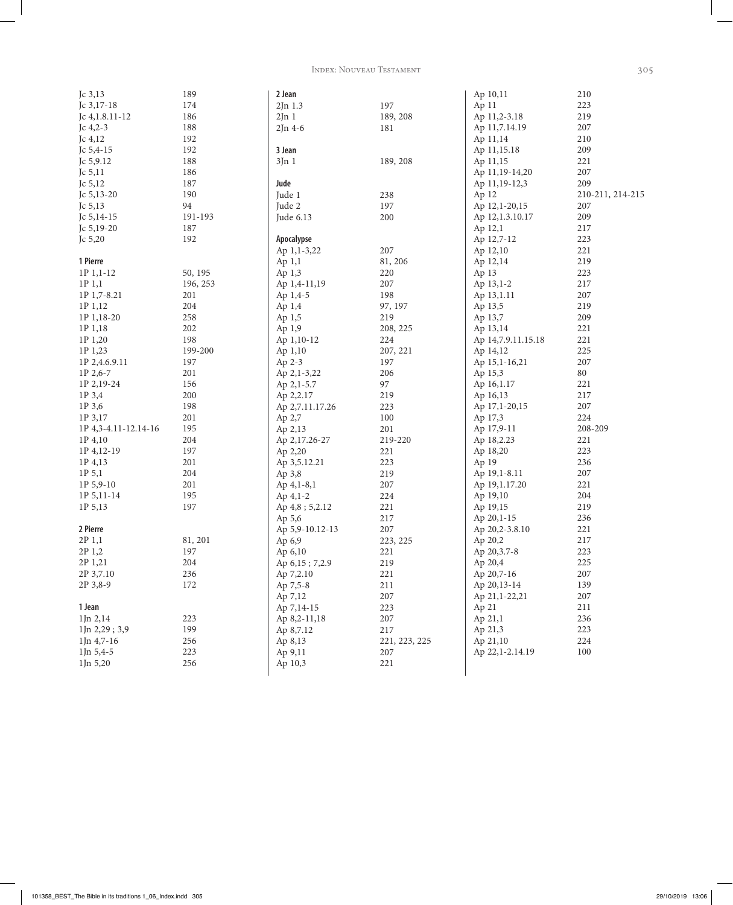Jc 3,13 189
Jc 3,17-18 174
Jc 4,1.8.11-12 186
Jc 4,2-3 188
Jc 4,12 192
Jc 5,4-15 192
Jc 5,9.12 188
Jc 5,11 186
Jc 5,12 187
Jc 5,13-20 190
Jc 5,13 94
Jc 5,14-15 191-193
Jc 5,19-20 187
Jc 5,20 192

**1 Pierre**

1P 1,1-12 50, 195
1P 1,1 196, 253
1P 1,7-8.21 201
1P 1,12 204
1P 1,18-20 258
1P 1,18 202
1P 1,20 198
1P 1,23 199-200
1P 2,4.6.9.11 197
1P 2,6-7 201
1P 2,19-24 156
1P 3,4 200
1P 3,6 198
1P 3,17 201
1P 4,3-4.11-12.14-16 195
1P 4,10 204
1P 4,12-19 197
1P 4,13 201
1P 5,1 204
1P 5,9-10 201
1P 5,11-14 195
1P 5,13 197

**2 Pierre**

2P 1,1 81, 201
2P 1,2 197
2P 1,21 204
2P 3,7.10 236
2P 3,8-9 172

**1 Jean**

1Jn 2,14 223
1Jn 2,29 ; 3,9 199
1Jn 4,7-16 256
1Jn 5,4-5 223
1Jn 5,20 256

**2 Jean**

2Jn 1.3 197
2Jn 1 189, 208
2Jn 4-6 181

**3 Jean**

3Jn 1 189, 208

**Jude**

Jude 1 238
Jude 2 197
Jude 6.13 200

**Apocalypse**

Ap 1,1-3,22 207
Ap 1,1 81, 206
Ap 1,3 220
Ap 1,4-11,19 207
Ap 1,4-5 198
Ap 1,4 97, 197
Ap 1,5 219
Ap 1,9 208, 225
Ap 1,10-12 224
Ap 1,10 207, 221
Ap 2-3 197
Ap 2,1-3,22 206
Ap 2,1-5.7 97
Ap 2,2.17 219
Ap 2,7.11.17.26 223
Ap 2,7 100
Ap 2,13 201
Ap 2,17.26-27 219-220
Ap 2,20 221
Ap 3,5.12.21 223
Ap 3,8 219
Ap 4,1-8,1 207
Ap 4,1-2 224
Ap 4,8 ; 5,2.12 221
Ap 5,6 217
Ap 5,9-10.12-13 207
Ap 6,9 223, 225
Ap 6,10 221
Ap 6,15 ; 7,2.9 219
Ap 7,2.10 221
Ap 7,5-8 211
Ap 7,12 207
Ap 7,14-15 223
Ap 8,2-11,18 207
Ap 8,7.12 217
Ap 8,13 221, 223, 225
Ap 9,11 207
Ap 10,3 221
Ap 10,11 210
Ap 11 223
Ap 11,2-3.18 219
Ap 11,7.14.19 207
Ap 11,14 210
Ap 11,15.18 209
Ap 11,15 221
Ap 11,19-14,20 207
Ap 11,19-12,3 209
Ap 12 210-211, 214-215
Ap 12,1-20,15 207
Ap 12,1.3.10.17 209
Ap 12,1 217
Ap 12,7-12 223
Ap 12,10 221
Ap 12,14 219
Ap 13 223
Ap 13,1-2 217
Ap 13,1.11 207
Ap 13,5 219
Ap 13,7 209
Ap 13,14 221
Ap 14,7.9.11.15.18 221
Ap 14,12 225
Ap 15,1-16,21 207
Ap 15,3 80
Ap 16,1.17 221
Ap 16,13 217
Ap 17,1-20,15 207
Ap 17,3 224
Ap 17,9-11 208-209
Ap 18,2.23 221
Ap 18,20 223
Ap 19 236
Ap 19,1-8.11 207
Ap 19,1.17.20 221
Ap 19,10 204
Ap 19,15 219
Ap 20,1-15 236
Ap 20,2-3.8.10 221
Ap 20,2 217
Ap 20,3.7-8 223
Ap 20,4 225
Ap 20,7-16 207
Ap 20,13-14 139
Ap 21,1-22,21 207
Ap 21 211
Ap 21,1 236
Ap 21,3 223
Ap 21,10 224
Ap 22,1-2.14.19 100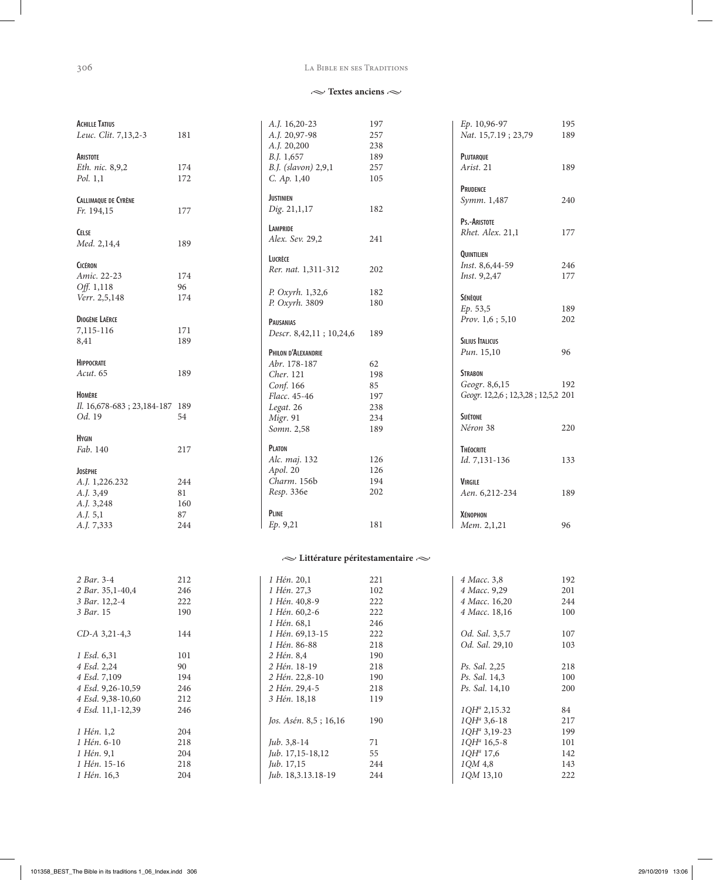## Textes anciens

**Achille Tatius**
*Leuc. Clit.* 7,13,2-3 — 181

**Aristote**
*Eth. nic.* 8,9,2 — 174
*Pol.* 1,1 — 172

**Callimaque de Cyrène**
*Fr.* 194,15 — 177

**Celse**
*Med.* 2,14,4 — 189

**Cicéron**
*Amic.* 22-23 — 174
*Off.* 1,118 — 96
*Verr.* 2,5,148 — 174

**Diogène Laërce**
7,115-116 — 171
8,41 — 189

**Hippocrate**
*Acut.* 65 — 189

**Homère**
*Il.* 16,678-683 ; 23,184-187 — 189
*Od.* 19 — 54

**Hygin**
*Fab.* 140 — 217

**Josèphe**
*A.J.* 1,226.232 — 244
*A.J.* 3,49 — 81
*A.J.* 3,248 — 160
*A.J.* 5,1 — 87
*A.J.* 7,333 — 244
*A.J.* 16,20-23 — 197
*A.J.* 20,97-98 — 257
*A.J.* 20,200 — 238
*B.J.* 1,657 — 189
*B.J. (slavon)* 2,9,1 — 257
*C. Ap.* 1,40 — 105

**Justinien**
*Dig.* 21,1,17 — 182

**Lampride**
*Alex. Sev.* 29,2 — 241

**Lucrèce**
*Rer. nat.* 1,311-312 — 202

*P. Oxyrh.* 1,32,6 — 182
*P. Oxyrh.* 3809 — 180

**Pausanias**
*Descr.* 8,42,11 ; 10,24,6 — 189

**Philon d'Alexandrie**
*Abr.* 178-187 — 62
*Cher.* 121 — 198
*Conf.* 166 — 85
*Flacc.* 45-46 — 197
*Legat.* 26 — 238
*Migr.* 91 — 234
*Somn.* 2,58 — 189

**Platon**
*Alc. maj.* 132 — 126
*Apol.* 20 — 126
*Charm.* 156b — 194
*Resp.* 336e — 202

**Pline**
*Ep.* 9,21 — 181
*Ep.* 10,96-97 — 195
*Nat.* 15,7.19 ; 23,79 — 189

**Plutarque**
*Arist.* 21 — 189

**Prudence**
*Symm.* 1,487 — 240

**Ps.-Aristote**
*Rhet. Alex.* 21,1 — 177

**Quintilien**
*Inst.* 8,6,44-59 — 246
*Inst.* 9,2,47 — 177

**Sénèque**
*Ep.* 53,5 — 189
*Prov.* 1,6 ; 5,10 — 202

**Silius Italicus**
*Pun.* 15,10 — 96

**Strabon**
*Geogr.* 8,6,15 — 192
*Geogr.* 12,2,6 ; 12,3,28 ; 12,5,2 — 201

**Suétone**
*Néron* 38 — 220

**Théocrite**
*Id.* 7,131-136 — 133

**Virgile**
*Aen.* 6,212-234 — 189

**Xénophon**
*Mem.* 2,1,21 — 96

## Littérature péritestamentaire

*2 Bar.* 3-4 — 212
*2 Bar.* 35,1-40,4 — 246
*3 Bar.* 12,2-4 — 222
*3 Bar.* 15 — 190

*CD-A* 3,21-4,3 — 144

*1 Esd.* 6,31 — 101
*4 Esd.* 2,24 — 90
*4 Esd.* 7,109 — 194
*4 Esd.* 9,26-10,59 — 246
*4 Esd.* 9,38-10,60 — 212
*4 Esd.* 11,1-12,39 — 246

*1 Hén.* 1,2 — 204
*1 Hén.* 6-10 — 218
*1 Hén.* 9,1 — 204
*1 Hén.* 15-16 — 218
*1 Hén.* 16,3 — 204
*1 Hén.* 20,1 — 221
*1 Hén.* 27,3 — 102
*1 Hén.* 40,8-9 — 222
*1 Hén.* 60,2-6 — 222
*1 Hén.* 68,1 — 246
*1 Hén.* 69,13-15 — 222
*1 Hén.* 86-88 — 218
*2 Hén.* 8,4 — 190
*2 Hén.* 18-19 — 218
*2 Hén.* 22,8-10 — 190
*2 Hén.* 29,4-5 — 218
*3 Hén.* 18,18 — 119

*Jos. Asén.* 8,5 ; 16,16 — 190

*Jub.* 3,8-14 — 71
*Jub.* 17,15-18,12 — 55
*Jub.* 17,15 — 244
*Jub.* 18,3.13.18-19 — 244

*4 Macc.* 3,8 — 192
*4 Macc.* 9,29 — 201
*4 Macc.* 16,20 — 244
*4 Macc.* 18,16 — 100

*Od. Sal.* 3,5.7 — 107
*Od. Sal.* 29,10 — 103

*Ps. Sal.* 2,25 — 218
*Ps. Sal.* 14,3 — 100
*Ps. Sal.* 14,10 — 200

*1QH[a]* 2,15.32 — 84
*1QH[a]* 3,6-18 — 217
*1QH[a]* 3,19-23 — 199
*1QH[a]* 16,5-8 — 101
*1QH[a]* 17,6 — 142
*1QM* 4,8 — 143
*1QM* 13,10 — 222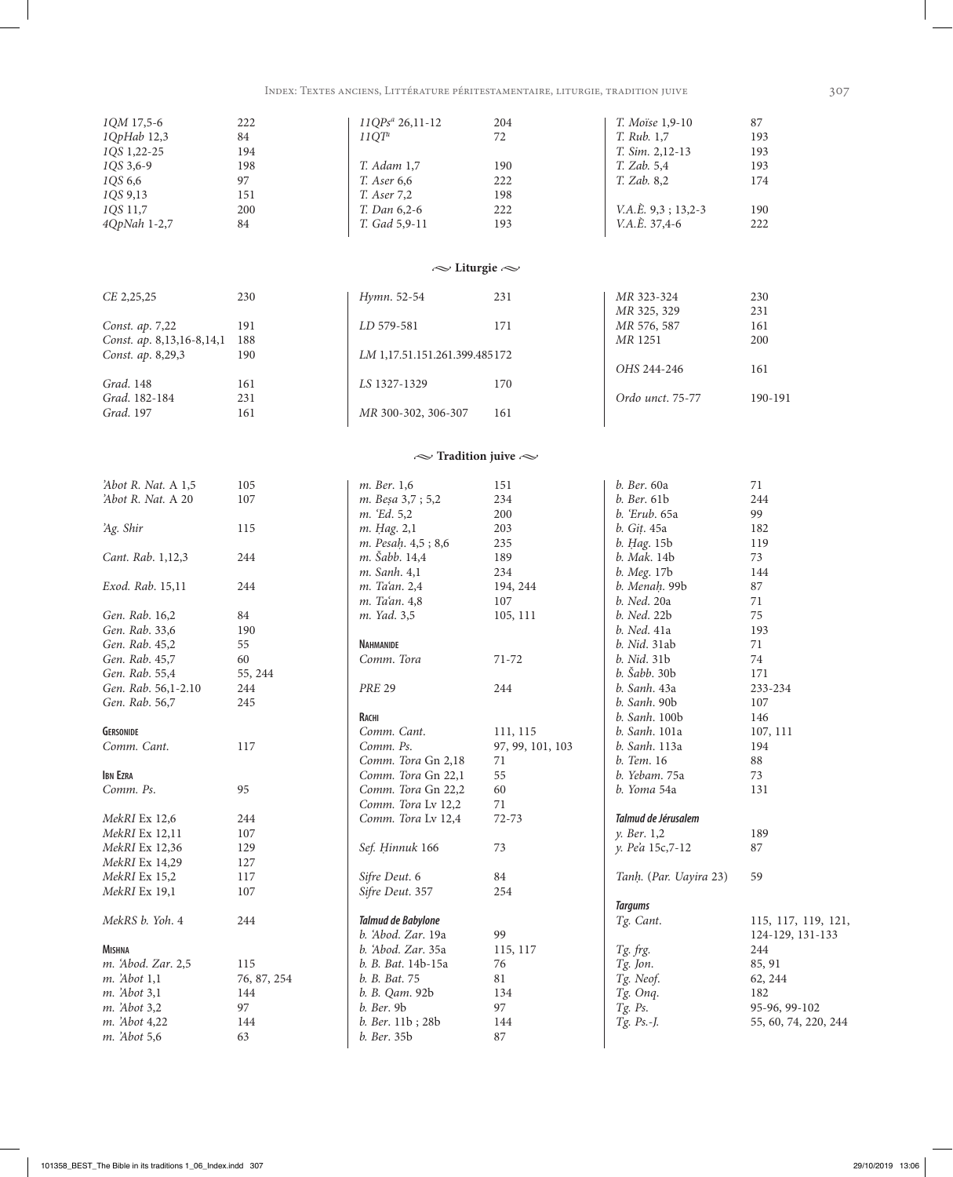| | |
|---|---|
| *1QM* 17,5-6 | 222 |
| *1QpHab* 12,3 | 84 |
| *1QS* 1,22-25 | 194 |
| *1QS* 3,6-9 | 198 |
| *1QS* 6,6 | 97 |
| *1QS* 9,13 | 151 |
| *1QS* 11,7 | 200 |
| *4QpNah* 1-2,7 | 84 |
| *11QPs*[a] 26,11-12 | 204 |
| *11QT*[a] | 72 |
| *T. Adam* 1,7 | 190 |
| *T. Aser* 6,6 | 222 |
| *T. Aser* 7,2 | 198 |
| *T. Dan* 6,2-6 | 222 |
| *T. Gad* 5,9-11 | 193 |
| *T. Moïse* 1,9-10 | 87 |
| *T. Rub.* 1,7 | 193 |
| *T. Sim.* 2,12-13 | 193 |
| *T. Zab.* 5,4 | 193 |
| *T. Zab.* 8,2 | 174 |
| *V.A.È.* 9,3 ; 13,2-3 | 190 |
| *V.A.È.* 37,4-6 | 222 |

## Liturgie

| | |
|---|---|
| *CE* 2,25,25 | 230 |
| *Const. ap.* 7,22 | 191 |
| *Const. ap.* 8,13,16-8,14,1 | 188 |
| *Const. ap.* 8,29,3 | 190 |
| *Grad.* 148 | 161 |
| *Grad.* 182-184 | 231 |
| *Grad.* 197 | 161 |
| *Hymn.* 52-54 | 231 |
| *LD* 579-581 | 171 |
| *LM* 1,17.51.151.261.399.485 | 172 |
| *LS* 1327-1329 | 170 |
| *MR* 300-302, 306-307 | 161 |
| *MR* 323-324 | 230 |
| *MR* 325, 329 | 231 |
| *MR* 576, 587 | 161 |
| *MR* 1251 | 200 |
| *OHS* 244-246 | 161 |
| *Ordo unct.* 75-77 | 190-191 |

## Tradition juive

| | |
|---|---|
| *'Abot R. Nat.* A 1,5 | 105 |
| *'Abot R. Nat.* A 20 | 107 |
| *'Ag. Shir* | 115 |
| *Cant. Rab.* 1,12,3 | 244 |
| *Exod. Rab.* 15,11 | 244 |
| *Gen. Rab.* 16,2 | 84 |
| *Gen. Rab.* 33,6 | 190 |
| *Gen. Rab.* 45,2 | 55 |
| *Gen. Rab.* 45,7 | 60 |
| *Gen. Rab.* 55,4 | 55, 244 |
| *Gen. Rab.* 56,1-2.10 | 244 |
| *Gen. Rab.* 56,7 | 245 |
| **Gersonide** | |
| *Comm. Cant.* | 117 |
| **Ibn Ezra** | |
| *Comm. Ps.* | 95 |
| *MekRI* Ex 12,6 | 244 |
| *MekRI* Ex 12,11 | 107 |
| *MekRI* Ex 12,36 | 129 |
| *MekRI* Ex 14,29 | 127 |
| *MekRI* Ex 15,2 | 117 |
| *MekRI* Ex 19,1 | 107 |
| *MekRS b. Yoh.* 4 | 244 |
| **Mishna** | |
| *m. 'Abod. Zar.* 2,5 | 115 |
| *m. 'Abot* 1,1 | 76, 87, 254 |
| *m. 'Abot* 3,1 | 144 |
| *m. 'Abot* 3,2 | 97 |
| *m. 'Abot* 4,22 | 144 |
| *m. 'Abot* 5,6 | 63 |
| *m. Ber.* 1,6 | 151 |
| *m. Beṣa* 3,7 ; 5,2 | 234 |
| *m. 'Ed.* 5,2 | 200 |
| *m. Ḥag.* 2,1 | 203 |
| *m. Pesaḥ.* 4,5 ; 8,6 | 235 |
| *m. Šabb.* 14,4 | 189 |
| *m. Sanh.* 4,1 | 234 |
| *m. Ta'an.* 2,4 | 194, 244 |
| *m. Ta'an.* 4,8 | 107 |
| *m. Yad.* 3,5 | 105, 111 |
| **Nahmanide** | |
| *Comm. Tora* | 71-72 |
| *PRE* 29 | 244 |
| **Rachi** | |
| *Comm. Cant.* | 111, 115 |
| *Comm. Ps.* | 97, 99, 101, 103 |
| *Comm. Tora* Gn 2,18 | 71 |
| *Comm. Tora* Gn 22,1 | 55 |
| *Comm. Tora* Gn 22,2 | 60 |
| *Comm. Tora* Lv 12,2 | 71 |
| *Comm. Tora* Lv 12,4 | 72-73 |
| *Sef. Ḥinnuk* 166 | 73 |
| *Sifre Deut.* 6 | 84 |
| *Sifre Deut.* 357 | 254 |
| ***Talmud de Babylone*** | |
| *b. 'Abod. Zar.* 19a | 99 |
| *b. 'Abod. Zar.* 35a | 115, 117 |
| *b. B. Bat.* 14b-15a | 76 |
| *b. B. Bat.* 75 | 81 |
| *b. B. Qam.* 92b | 134 |
| *b. Ber.* 9b | 97 |
| *b. Ber.* 11b ; 28b | 144 |
| *b. Ber.* 35b | 87 |
| *b. Ber.* 60a | 71 |
| *b. Ber.* 61b | 244 |
| *b. 'Erub.* 65a | 99 |
| *b. Giṭ.* 45a | 182 |
| *b. Ḥag.* 15b | 119 |
| *b. Mak.* 14b | 73 |
| *b. Meg.* 17b | 144 |
| *b. Menaḥ.* 99b | 87 |
| *b. Ned.* 20a | 71 |
| *b. Ned.* 22b | 75 |
| *b. Ned.* 41a | 193 |
| *b. Nid.* 31ab | 71 |
| *b. Nid.* 31b | 74 |
| *b. Šabb.* 30b | 171 |
| *b. Sanh.* 43a | 233-234 |
| *b. Sanh.* 90b | 107 |
| *b. Sanh.* 100b | 146 |
| *b. Sanh.* 101a | 107, 111 |
| *b. Sanh.* 113a | 194 |
| *b. Tem.* 16 | 88 |
| *b. Yebam.* 75a | 73 |
| *b. Yoma* 54a | 131 |
| ***Talmud de Jérusalem*** | |
| *y. Ber.* 1,2 | 189 |
| *y. Pe'a* 15c,7-12 | 87 |
| *Tanḥ.* (*Par. Uayira* 23) | 59 |
| ***Targums*** | |
| *Tg. Cant.* | 115, 117, 119, 121, 124-129, 131-133 |
| *Tg. frg.* | 244 |
| *Tg. Jon.* | 85, 91 |
| *Tg. Neof.* | 62, 244 |
| *Tg. Onq.* | 182 |
| *Tg. Ps.* | 95-96, 99-102 |
| *Tg. Ps.-J.* | 55, 60, 74, 220, 244 |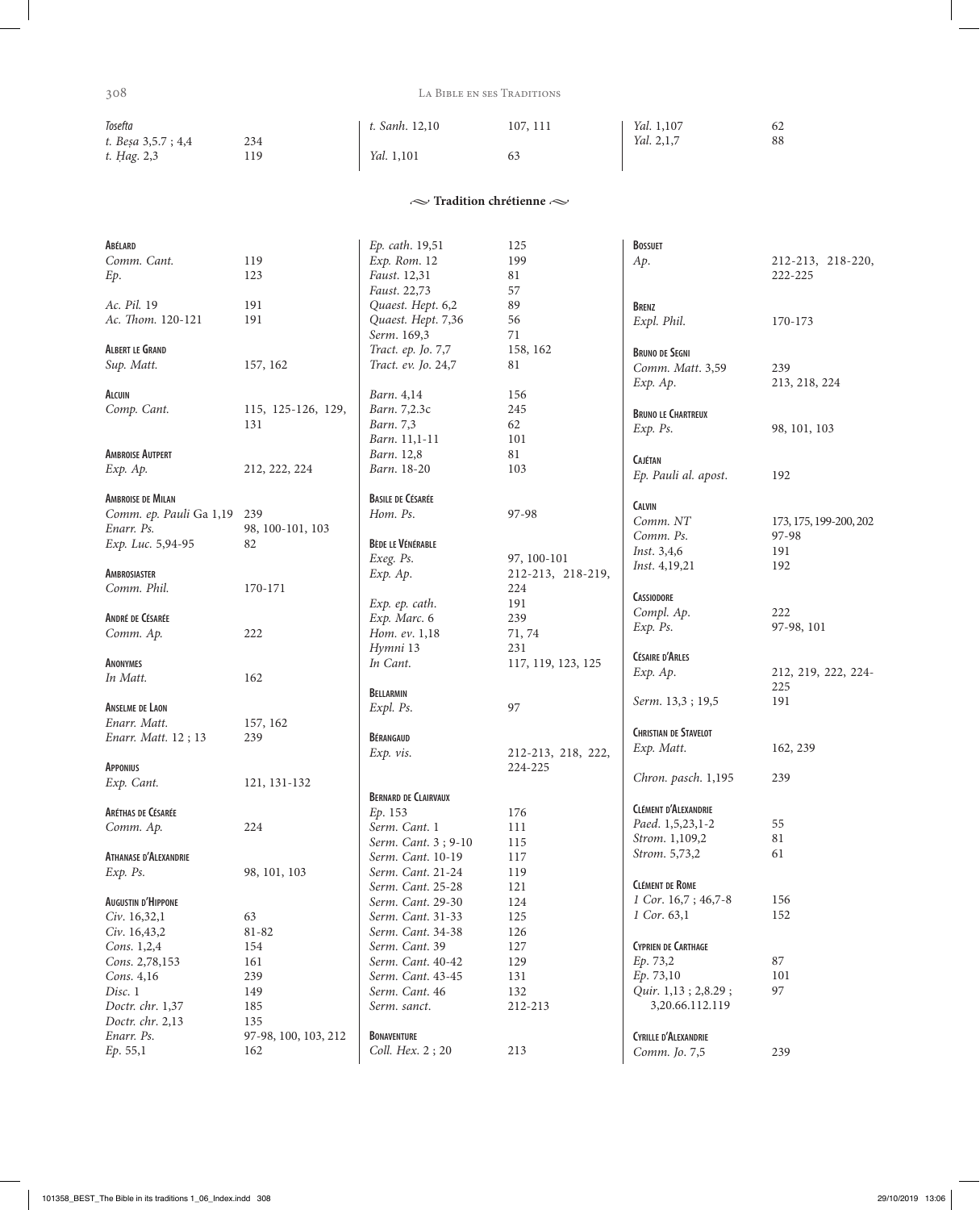*Tosefta*

| | |
|---|---|
| *t. Beṣa* 3,5.7 ; 4,4 | 234 |
| *t. Ḥag.* 2,3 | 119 |
| *t. Sanh.* 12,10 | 107, 111 |
| *Yal.* 1,101 | 63 |
| *Yal.* 1,107 | 62 |
| *Yal.* 2,1,7 | 88 |

## Tradition chrétienne

**Abélard**

| | |
|---|---|
| *Comm. Cant.* | 119 |
| *Ep.* | 123 |

| | |
|---|---|
| *Ac. Pil.* 19 | 191 |
| *Ac. Thom.* 120-121 | 191 |

**Albert le Grand**

| | |
|---|---|
| *Sup. Matt.* | 157, 162 |

**Alcuin**

| | |
|---|---|
| *Comp. Cant.* | 115, 125-126, 129, 131 |

**Ambroise Autpert**

| | |
|---|---|
| *Exp. Ap.* | 212, 222, 224 |

**Ambroise de Milan**

| | |
|---|---|
| *Comm. ep. Pauli* Ga 1,19 | 239 |
| *Enarr. Ps.* | 98, 100-101, 103 |
| *Exp. Luc.* 5,94-95 | 82 |

**Ambrosiaster**

| | |
|---|---|
| *Comm. Phil.* | 170-171 |

**André de Césarée**

| | |
|---|---|
| *Comm. Ap.* | 222 |

**Anonymes**

| | |
|---|---|
| *In Matt.* | 162 |

**Anselme de Laon**

| | |
|---|---|
| *Enarr. Matt.* | 157, 162 |
| *Enarr. Matt.* 12 ; 13 | 239 |

**Apponius**

| | |
|---|---|
| *Exp. Cant.* | 121, 131-132 |

**Aréthas de Césarée**

| | |
|---|---|
| *Comm. Ap.* | 224 |

**Athanase d'Alexandrie**

| | |
|---|---|
| *Exp. Ps.* | 98, 101, 103 |

**Augustin d'Hippone**

| | |
|---|---|
| *Civ.* 16,32,1 | 63 |
| *Civ.* 16,43,2 | 81-82 |
| *Cons.* 1,2,4 | 154 |
| *Cons.* 2,78,153 | 161 |
| *Cons.* 4,16 | 239 |
| *Disc.* 1 | 149 |
| *Doctr. chr.* 1,37 | 185 |
| *Doctr. chr.* 2,13 | 135 |
| *Enarr. Ps.* | 97-98, 100, 103, 212 |
| *Ep.* 55,1 | 162 |
| *Ep. cath.* 19,51 | 125 |
| *Exp. Rom.* 12 | 199 |
| *Faust.* 12,31 | 81 |
| *Faust.* 22,73 | 57 |
| *Quaest. Hept.* 6,2 | 89 |
| *Quaest. Hept.* 7,36 | 56 |
| *Serm.* 169,3 | 71 |
| *Tract. ep. Jo.* 7,7 | 158, 162 |
| *Tract. ev. Jo.* 24,7 | 81 |

| | |
|---|---|
| *Barn.* 4,14 | 156 |
| *Barn.* 7,2.3c | 245 |
| *Barn.* 7,3 | 62 |
| *Barn.* 11,1-11 | 101 |
| *Barn.* 12,8 | 81 |
| *Barn.* 18-20 | 103 |

**Basile de Césarée**

| | |
|---|---|
| *Hom. Ps.* | 97-98 |

**Bède le Vénérable**

| | |
|---|---|
| *Exeg. Ps.* | 97, 100-101 |
| *Exp. Ap.* | 212-213, 218-219, 224 |
| *Exp. ep. cath.* | 191 |
| *Exp. Marc.* 6 | 239 |
| *Hom. ev.* 1,18 | 71, 74 |
| *Hymni* 13 | 231 |
| *In Cant.* | 117, 119, 123, 125 |

**Bellarmin**

| | |
|---|---|
| *Expl. Ps.* | 97 |

**Bérangaud**

| | |
|---|---|
| *Exp. vis.* | 212-213, 218, 222, 224-225 |

**Bernard de Clairvaux**

| | |
|---|---|
| *Ep.* 153 | 176 |
| *Serm. Cant.* 1 | 111 |
| *Serm. Cant.* 3 ; 9-10 | 115 |
| *Serm. Cant.* 10-19 | 117 |
| *Serm. Cant.* 21-24 | 119 |
| *Serm. Cant.* 25-28 | 121 |
| *Serm. Cant.* 29-30 | 124 |
| *Serm. Cant.* 31-33 | 125 |
| *Serm. Cant.* 34-38 | 126 |
| *Serm. Cant.* 39 | 127 |
| *Serm. Cant.* 40-42 | 129 |
| *Serm. Cant.* 43-45 | 131 |
| *Serm. Cant.* 46 | 132 |
| *Serm. sanct.* | 212-213 |

**Bonaventure**

| | |
|---|---|
| *Coll. Hex.* 2 ; 20 | 213 |

**Bossuet**

| | |
|---|---|
| *Ap.* | 212-213, 218-220, 222-225 |

**Brenz**

| | |
|---|---|
| *Expl. Phil.* | 170-173 |

**Bruno de Segni**

| | |
|---|---|
| *Comm. Matt.* 3,59 | 239 |
| *Exp. Ap.* | 213, 218, 224 |

**Bruno le Chartreux**

| | |
|---|---|
| *Exp. Ps.* | 98, 101, 103 |

**Cajétan**

| | |
|---|---|
| *Ep. Pauli al. apost.* | 192 |

**Calvin**

| | |
|---|---|
| *Comm. NT* | 173, 175, 199-200, 202 |
| *Comm. Ps.* | 97-98 |
| *Inst.* 3,4,6 | 191 |
| *Inst.* 4,19,21 | 192 |

**Cassiodore**

| | |
|---|---|
| *Compl. Ap.* | 222 |
| *Exp. Ps.* | 97-98, 101 |

**Césaire d'Arles**

| | |
|---|---|
| *Exp. Ap.* | 212, 219, 222, 224-225 |
| *Serm.* 13,3 ; 19,5 | 191 |

**Christian de Stavelot**

| | |
|---|---|
| *Exp. Matt.* | 162, 239 |

| | |
|---|---|
| *Chron. pasch.* 1,195 | 239 |

**Clément d'Alexandrie**

| | |
|---|---|
| *Paed.* 1,5,23,1-2 | 55 |
| *Strom.* 1,109,2 | 81 |
| *Strom.* 5,73,2 | 61 |

**Clément de Rome**

| | |
|---|---|
| *1 Cor.* 16,7 ; 46,7-8 | 156 |
| *1 Cor.* 63,1 | 152 |

**Cyprien de Carthage**

| | |
|---|---|
| *Ep.* 73,2 | 87 |
| *Ep.* 73,10 | 101 |
| *Quir.* 1,13 ; 2,8.29 ; 3,20.66.112.119 | 97 |

**Cyrille d'Alexandrie**

| | |
|---|---|
| *Comm. Jo.* 7,5 | 239 |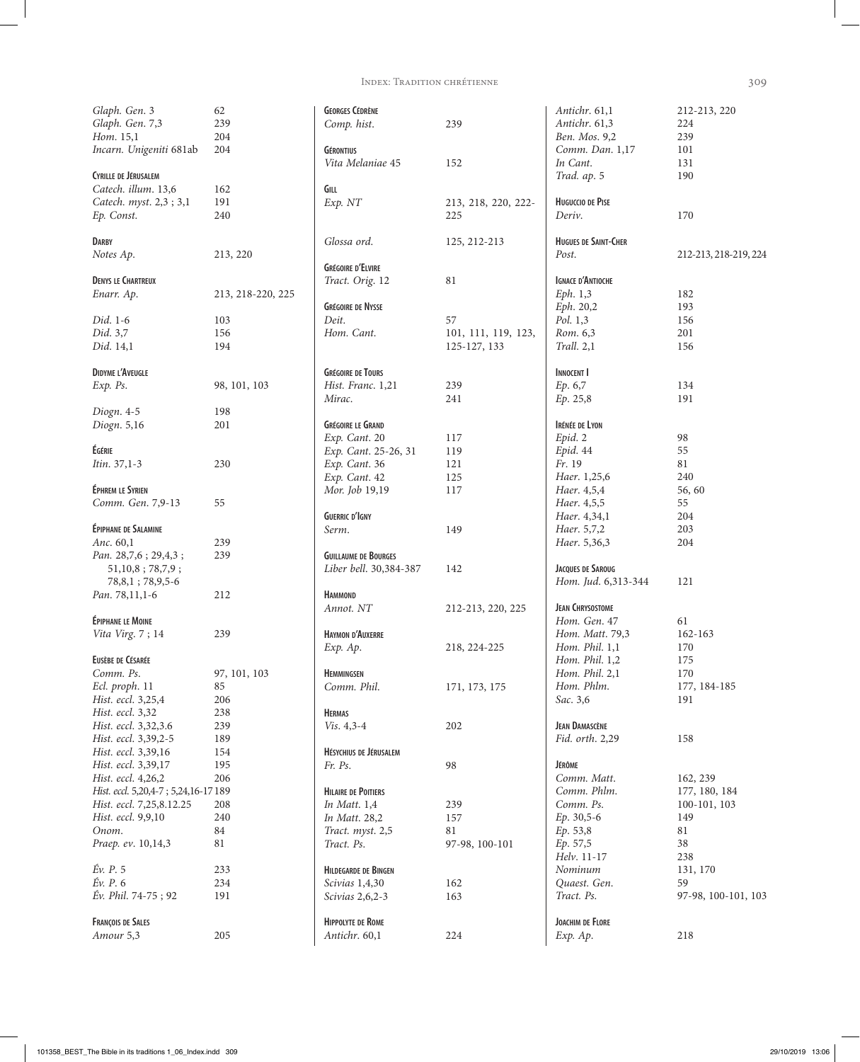| | |
|---|---|
| *Glaph. Gen.* 3 | 62 |
| *Glaph. Gen.* 7,3 | 239 |
| *Hom.* 15,1 | 204 |
| *Incarn. Unigeniti* 681ab | 204 |

**Cyrille de Jérusalem**

| | |
|---|---|
| *Catech. illum.* 13,6 | 162 |
| *Catech. myst.* 2,3 ; 3,1 | 191 |
| *Ep. Const.* | 240 |

**Darby**

| | |
|---|---|
| *Notes Ap.* | 213, 220 |

**Denys le Chartreux**

| | |
|---|---|
| *Enarr. Ap.* | 213, 218-220, 225 |
| *Did.* 1-6 | 103 |
| *Did.* 3,7 | 156 |
| *Did.* 14,1 | 194 |

**Didyme l'Aveugle**

| | |
|---|---|
| *Exp. Ps.* | 98, 101, 103 |
| *Diogn.* 4-5 | 198 |
| *Diogn.* 5,16 | 201 |

**Égérie**

| | |
|---|---|
| *Itin.* 37,1-3 | 230 |

**Éphrem le Syrien**

| | |
|---|---|
| *Comm. Gen.* 7,9-13 | 55 |

**Épiphane de Salamine**

| | |
|---|---|
| *Anc.* 60,1 | 239 |
| *Pan.* 28,7,6 ; 29,4,3 ; 51,10,8 ; 78,7,9 ; 78,8,1 ; 78,9,5-6 | 239 |
| *Pan.* 78,11,1-6 | 212 |

**Épiphane le Moine**

| | |
|---|---|
| *Vita Virg.* 7 ; 14 | 239 |

**Eusèbe de Césarée**

| | |
|---|---|
| *Comm. Ps.* | 97, 101, 103 |
| *Ecl. proph.* 11 | 85 |
| *Hist. eccl.* 3,25,4 | 206 |
| *Hist. eccl.* 3,32 | 238 |
| *Hist. eccl.* 3,32,3.6 | 239 |
| *Hist. eccl.* 3,39,2-5 | 189 |
| *Hist. eccl.* 3,39,16 | 154 |
| *Hist. eccl.* 3,39,17 | 195 |
| *Hist. eccl.* 4,26,2 | 206 |
| *Hist. eccl.* 5,20,4-7 ; 5,24,16-17 | 189 |
| *Hist. eccl.* 7,25,8.12.25 | 208 |
| *Hist. eccl.* 9,9,10 | 240 |
| *Onom.* | 84 |
| *Praep. ev.* 10,14,3 | 81 |
| *Év. P.* 5 | 233 |
| *Év. P.* 6 | 234 |
| *Év. Phil.* 74-75 ; 92 | 191 |

**François de Sales**

| | |
|---|---|
| *Amour* 5,3 | 205 |

**Georges Cédrène**

| | |
|---|---|
| *Comp. hist.* | 239 |

**Gérontius**

| | |
|---|---|
| *Vita Melaniae* 45 | 152 |

**Gill**

| | |
|---|---|
| *Exp. NT* | 213, 218, 220, 222-225 |
| *Glossa ord.* | 125, 212-213 |

**Grégoire d'Elvire**

| | |
|---|---|
| *Tract. Orig.* 12 | 81 |

**Grégoire de Nysse**

| | |
|---|---|
| *Deit.* | 57 |
| *Hom. Cant.* | 101, 111, 119, 123, 125-127, 133 |

**Grégoire de Tours**

| | |
|---|---|
| *Hist. Franc.* 1,21 | 239 |
| *Mirac.* | 241 |

**Grégoire le Grand**

| | |
|---|---|
| *Exp. Cant.* 20 | 117 |
| *Exp. Cant.* 25-26, 31 | 119 |
| *Exp. Cant.* 36 | 121 |
| *Exp. Cant.* 42 | 125 |
| *Mor. Job* 19,19 | 117 |

**Guerric d'Igny**

| | |
|---|---|
| *Serm.* | 149 |

**Guillaume de Bourges**

| | |
|---|---|
| *Liber bell.* 30,384-387 | 142 |

**Hammond**

| | |
|---|---|
| *Annot. NT* | 212-213, 220, 225 |

**Haymon d'Auxerre**

| | |
|---|---|
| *Exp. Ap.* | 218, 224-225 |

**Hemmingsen**

| | |
|---|---|
| *Comm. Phil.* | 171, 173, 175 |

**Hermas**

| | |
|---|---|
| *Vis.* 4,3-4 | 202 |

**Hésychius de Jérusalem**

| | |
|---|---|
| *Fr. Ps.* | 98 |

**Hilaire de Poitiers**

| | |
|---|---|
| *In Matt.* 1,4 | 239 |
| *In Matt.* 28,2 | 157 |
| *Tract. myst.* 2,5 | 81 |
| *Tract. Ps.* | 97-98, 100-101 |

**Hildegarde de Bingen**

| | |
|---|---|
| *Scivias* 1,4,30 | 162 |
| *Scivias* 2,6,2-3 | 163 |

**Hippolyte de Rome**

| | |
|---|---|
| *Antichr.* 60,1 | 224 |
| *Antichr.* 61,1 | 212-213, 220 |
| *Antichr.* 61,3 | 224 |
| *Ben. Mos.* 9,2 | 239 |
| *Comm. Dan.* 1,17 | 101 |
| *In Cant.* | 131 |
| *Trad. ap.* 5 | 190 |

**Huguccio de Pise**

| | |
|---|---|
| *Deriv.* | 170 |

**Hugues de Saint-Cher**

| | |
|---|---|
| *Post.* | 212-213, 218-219, 224 |

**Ignace d'Antioche**

| | |
|---|---|
| *Eph.* 1,3 | 182 |
| *Eph.* 20,2 | 193 |
| *Pol.* 1,3 | 156 |
| *Rom.* 6,3 | 201 |
| *Trall.* 2,1 | 156 |

**Innocent I**

| | |
|---|---|
| *Ep.* 6,7 | 134 |
| *Ep.* 25,8 | 191 |

**Irénée de Lyon**

| | |
|---|---|
| *Epid.* 2 | 98 |
| *Epid.* 44 | 55 |
| *Fr.* 19 | 81 |
| *Haer.* 1,25,6 | 240 |
| *Haer.* 4,5,4 | 56, 60 |
| *Haer.* 4,5,5 | 55 |
| *Haer.* 4,34,1 | 204 |
| *Haer.* 5,7,2 | 203 |
| *Haer.* 5,36,3 | 204 |

**Jacques de Saroug**

| | |
|---|---|
| *Hom. Jud.* 6,313-344 | 121 |

**Jean Chrysostome**

| | |
|---|---|
| *Hom. Gen.* 47 | 61 |
| *Hom. Matt.* 79,3 | 162-163 |
| *Hom. Phil.* 1,1 | 170 |
| *Hom. Phil.* 1,2 | 175 |
| *Hom. Phil.* 2,1 | 170 |
| *Hom. Phlm.* | 177, 184-185 |
| *Sac.* 3,6 | 191 |

**Jean Damascène**

| | |
|---|---|
| *Fid. orth.* 2,29 | 158 |

**Jérôme**

| | |
|---|---|
| *Comm. Matt.* | 162, 239 |
| *Comm. Phlm.* | 177, 180, 184 |
| *Comm. Ps.* | 100-101, 103 |
| *Ep.* 30,5-6 | 149 |
| *Ep.* 53,8 | 81 |
| *Ep.* 57,5 | 38 |
| *Helv.* 11-17 | 238 |
| *Nominum* | 131, 170 |
| *Quaest. Gen.* | 59 |
| *Tract. Ps.* | 97-98, 100-101, 103 |

**Joachim de Flore**

| | |
|---|---|
| *Exp. Ap.* | 218 |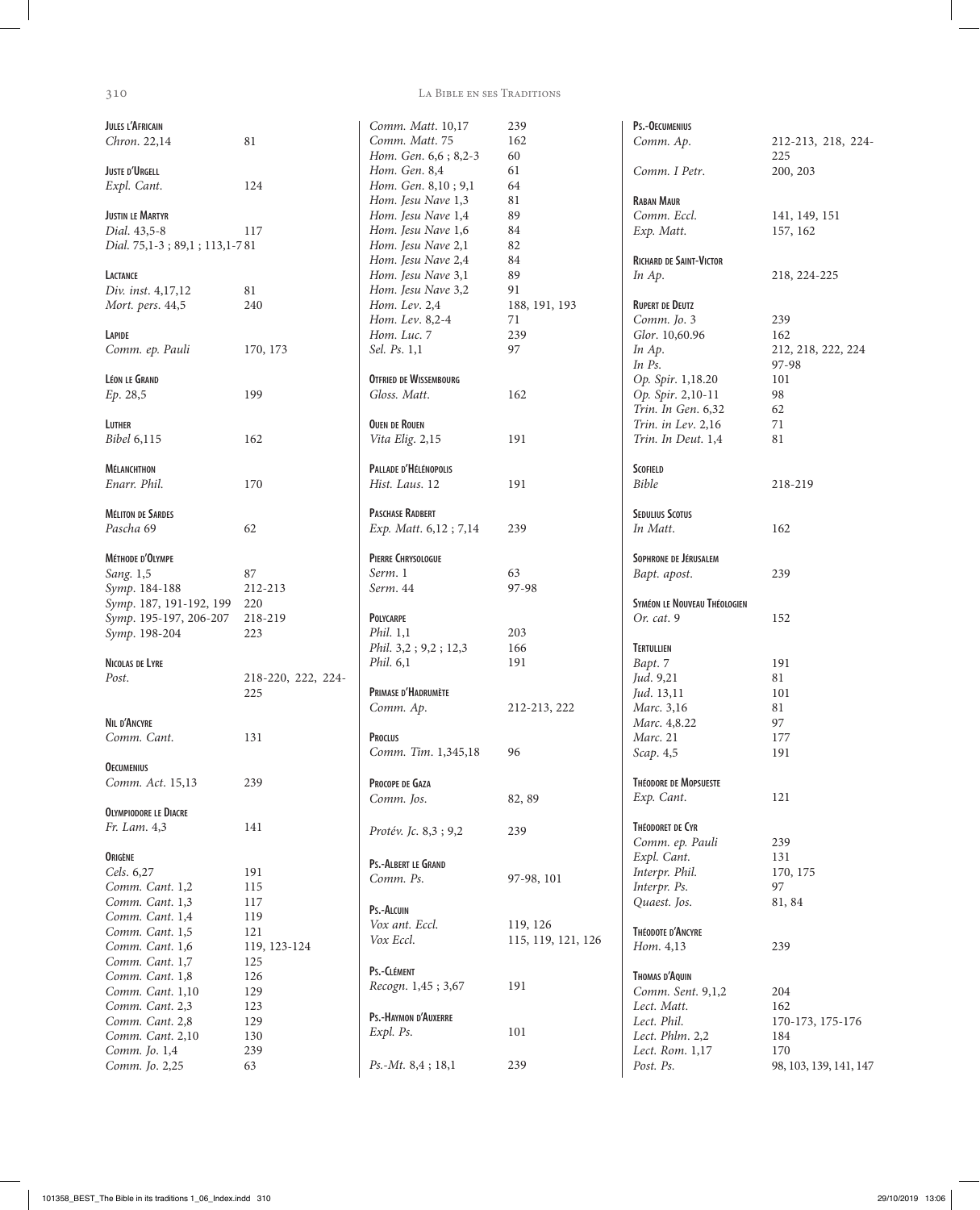**Jules l'Africain**
*Chron.* 22,14 81

**Juste d'Urgell**
*Expl. Cant.* 124

**Justin le Martyr**
*Dial.* 43,5-8 117
*Dial.* 75,1-3 ; 89,1 ; 113,1-7 81

**Lactance**
*Div. inst.* 4,17,12 81
*Mort. pers.* 44,5 240

**Lapide**
*Comm. ep. Pauli* 170, 173

**Léon le Grand**
*Ep.* 28,5 199

**Luther**
*Bibel* 6,115 162

**Mélanchthon**
*Enarr. Phil.* 170

**Méliton de Sardes**
*Pascha* 69 62

**Méthode d'Olympe**
*Sang.* 1,5 87
*Symp.* 184-188 212-213
*Symp.* 187, 191-192, 199 220
*Symp.* 195-197, 206-207 218-219
*Symp.* 198-204 223

**Nicolas de Lyre**
*Post.* 218-220, 222, 224-225

**Nil d'Ancyre**
*Comm. Cant.* 131

**Oecumenius**
*Comm. Act.* 15,13 239

**Olympiodore le Diacre**
*Fr. Lam.* 4,3 141

**Origène**
*Cels.* 6,27 191
*Comm. Cant.* 1,2 115
*Comm. Cant.* 1,3 117
*Comm. Cant.* 1,4 119
*Comm. Cant.* 1,5 121
*Comm. Cant.* 1,6 119, 123-124
*Comm. Cant.* 1,7 125
*Comm. Cant.* 1,8 126
*Comm. Cant.* 1,10 129
*Comm. Cant.* 2,3 123
*Comm. Cant.* 2,8 129
*Comm. Cant.* 2,10 130
*Comm. Jo.* 1,4 239
*Comm. Jo.* 2,25 63
*Comm. Matt.* 10,17 239
*Comm. Matt.* 75 162
*Hom. Gen.* 6,6 ; 8,2-3 60
*Hom. Gen.* 8,4 61
*Hom. Gen.* 8,10 ; 9,1 64
*Hom. Jesu Nave* 1,3 81
*Hom. Jesu Nave* 1,4 89
*Hom. Jesu Nave* 1,6 84
*Hom. Jesu Nave* 2,1 82
*Hom. Jesu Nave* 2,4 84
*Hom. Jesu Nave* 3,1 89
*Hom. Jesu Nave* 3,2 91
*Hom. Lev.* 2,4 188, 191, 193
*Hom. Lev.* 8,2-4 71
*Hom. Luc.* 7 239
*Sel. Ps.* 1,1 97

**Otfried de Wissembourg**
*Gloss. Matt.* 162

**Ouen de Rouen**
*Vita Elig.* 2,15 191

**Pallade d'Hélénopolis**
*Hist. Laus.* 12 191

**Paschase Radbert**
*Exp. Matt.* 6,12 ; 7,14 239

**Pierre Chrysologue**
*Serm.* 1 63
*Serm.* 44 97-98

**Polycarpe**
*Phil.* 1,1 203
*Phil.* 3,2 ; 9,2 ; 12,3 166
*Phil.* 6,1 191

**Primase d'Hadrumète**
*Comm. Ap.* 212-213, 222

**Proclus**
*Comm. Tim.* 1,345,18 96

**Procope de Gaza**
*Comm. Jos.* 82, 89

*Protév. Jc.* 8,3 ; 9,2 239

**Ps.-Albert le Grand**
*Comm. Ps.* 97-98, 101

**Ps.-Alcuin**
*Vox ant. Eccl.* 119, 126
*Vox Eccl.* 115, 119, 121, 126

**Ps.-Clément**
*Recogn.* 1,45 ; 3,67 191

**Ps.-Haymon d'Auxerre**
*Expl. Ps.* 101

*Ps.-Mt.* 8,4 ; 18,1 239

**Ps.-Oecumenius**
*Comm. Ap.* 212-213, 218, 224-225
*Comm. I Petr.* 200, 203

**Raban Maur**
*Comm. Eccl.* 141, 149, 151
*Exp. Matt.* 157, 162

**Richard de Saint-Victor**
*In Ap.* 218, 224-225

**Rupert de Deutz**
*Comm. Jo.* 3 239
*Glor.* 10,60.96 162
*In Ap.* 212, 218, 222, 224
*In Ps.* 97-98
*Op. Spir.* 1,18.20 101
*Op. Spir.* 2,10-11 98
*Trin. In Gen.* 6,32 62
*Trin. in Lev.* 2,16 71
*Trin. In Deut.* 1,4 81

**Scofield**
*Bible* 218-219

**Sedulius Scotus**
*In Matt.* 162

**Sophrone de Jérusalem**
*Bapt. apost.* 239

**Syméon le Nouveau Théologien**
*Or. cat.* 9 152

**Tertullien**
*Bapt.* 7 191
*Jud.* 9,21 81
*Jud.* 13,11 101
*Marc.* 3,16 81
*Marc.* 4,8.22 97
*Marc.* 21 177
*Scap.* 4,5 191

**Théodore de Mopsueste**
*Exp. Cant.* 121

**Théodoret de Cyr**
*Comm. ep. Pauli* 239
*Expl. Cant.* 131
*Interpr. Phil.* 170, 175
*Interpr. Ps.* 97
*Quaest. Jos.* 81, 84

**Théodote d'Ancyre**
*Hom.* 4,13 239

**Thomas d'Aquin**
*Comm. Sent.* 9,1,2 204
*Lect. Matt.* 162
*Lect. Phil.* 170-173, 175-176
*Lect. Phlm.* 2,2 184
*Lect. Rom.* 1,17 170
*Post. Ps.* 98, 103, 139, 141, 147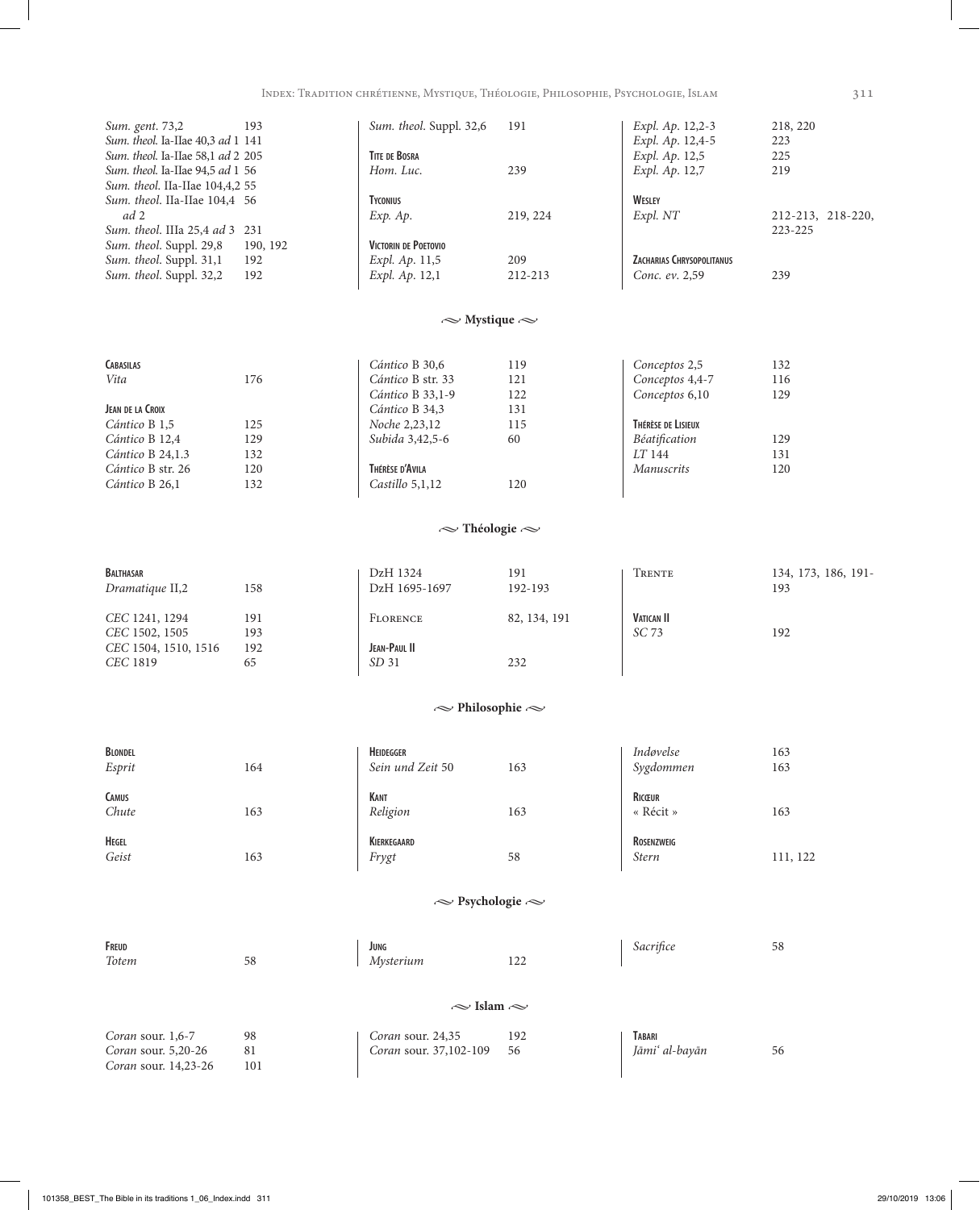*Sum. gent.* 73,2 — 193
*Sum. theol.* Ia-IIae 40,3 *ad* 1 — 141
*Sum. theol.* Ia-IIae 58,1 *ad* 2 — 205
*Sum. theol.* Ia-IIae 94,5 *ad* 1 — 56
*Sum. theol.* IIa-IIae 104,4,2 — 55
*Sum. theol.* IIa-IIae 104,4 *ad* 2 — 56
*Sum. theol.* IIIa 25,4 *ad* 3 — 231
*Sum. theol.* Suppl. 29,8 — 190, 192
*Sum. theol.* Suppl. 31,1 — 192
*Sum. theol.* Suppl. 32,2 — 192
*Sum. theol.* Suppl. 32,6 — 191

**Tite de Bosra**
*Hom. Luc.* — 239

**Tyconius**
*Exp. Ap.* — 219, 224

**Victorin de Poetovio**
*Expl. Ap.* 11,5 — 209
*Expl. Ap.* 12,1 — 212-213
*Expl. Ap.* 12,2-3 — 218, 220
*Expl. Ap.* 12,4-5 — 223
*Expl. Ap.* 12,5 — 225
*Expl. Ap.* 12,7 — 219

**Wesley**
*Expl. NT* — 212-213, 218-220, 223-225

**Zacharias Chrysopolitanus**
*Conc. ev.* 2,59 — 239

## Mystique

**Cabasilas**
*Vita* — 176

**Jean de la Croix**
*Cántico* B 1,5 — 125
*Cántico* B 12,4 — 129
*Cántico* B 24,1.3 — 132
*Cántico* B str. 26 — 120
*Cántico* B 26,1 — 132
*Cántico* B 30,6 — 119
*Cántico* B str. 33 — 121
*Cántico* B 33,1-9 — 122
*Cántico* B 34,3 — 131
*Noche* 2,23,12 — 115
*Subida* 3,42,5-6 — 60

**Thérèse d'Avila**
*Castillo* 5,1,12 — 120
*Conceptos* 2,5 — 132
*Conceptos* 4,4-7 — 116
*Conceptos* 6,10 — 129

**Thérèse de Lisieux**
*Béatification* — 129
*LT* 144 — 131
*Manuscrits* — 120

## Théologie

**Balthasar**
*Dramatique* II,2 — 158

*CEC* 1241, 1294 — 191
*CEC* 1502, 1505 — 193
*CEC* 1504, 1510, 1516 — 192
*CEC* 1819 — 65

DzH 1324 — 191
DzH 1695-1697 — 192-193

Florence — 82, 134, 191

**Jean-Paul II**
*SD* 31 — 232

Trente — 134, 173, 186, 191-193

**Vatican II**
*SC* 73 — 192

## Philosophie

**Blondel**
*Esprit* — 164

**Camus**
*Chute* — 163

**Hegel**
*Geist* — 163

**Heidegger**
*Sein und Zeit* 50 — 163

**Kant**
*Religion* — 163

**Kierkegaard**
*Frygt* — 58
*Indøvelse* — 163
*Sygdommen* — 163

**Ricœur**
« Récit » — 163

**Rosenzweig**
*Stern* — 111, 122

## Psychologie

**Freud**
*Totem* — 58

**Jung**
*Mysterium* — 122
*Sacrifice* — 58

## Islam

*Coran* sour. 1,6-7 — 98
*Coran* sour. 5,20-26 — 81
*Coran* sour. 14,23-26 — 101
*Coran* sour. 24,35 — 192
*Coran* sour. 37,102-109 — 56

**Tabari**
*Jāmiʿ al-bayān* — 56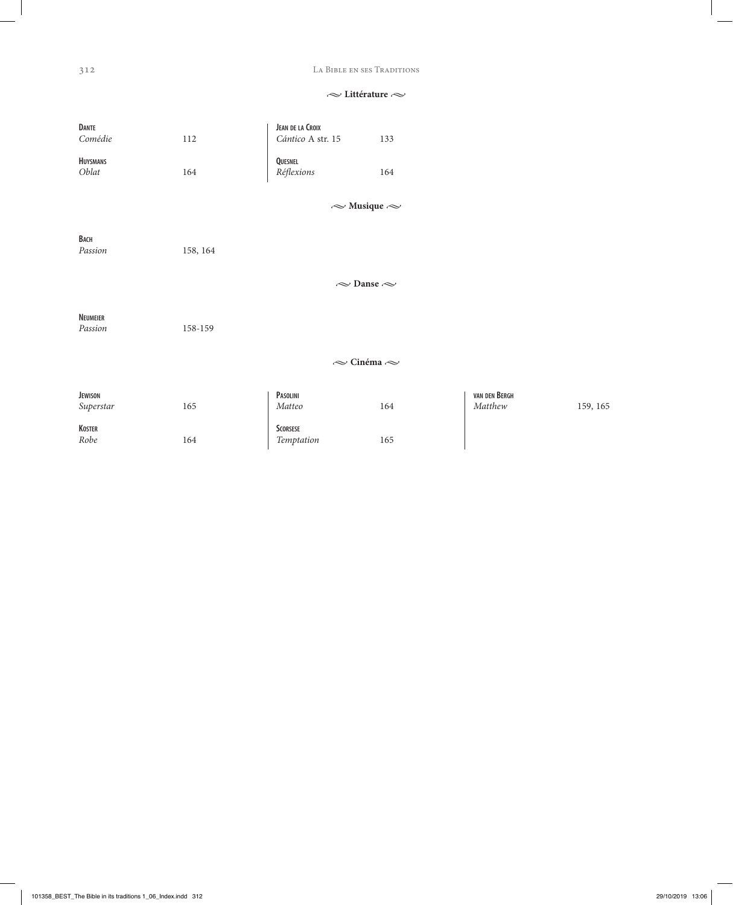## Littérature

**Dante**
*Comédie* 112

**Huysmans**
*Oblat* 164

**Jean de la Croix**
*Cántico* A str. 15 133

**Quesnel**
*Réflexions* 164

## Musique

**Bach**
*Passion* 158, 164

## Danse

**Neumeier**
*Passion* 158-159

## Cinéma

**Jewison**
*Superstar* 165

**Koster**
*Robe* 164

**Pasolini**
*Matteo* 164

**Scorsese**
*Temptation* 165

**van den Bergh**
*Matthew* 159, 165